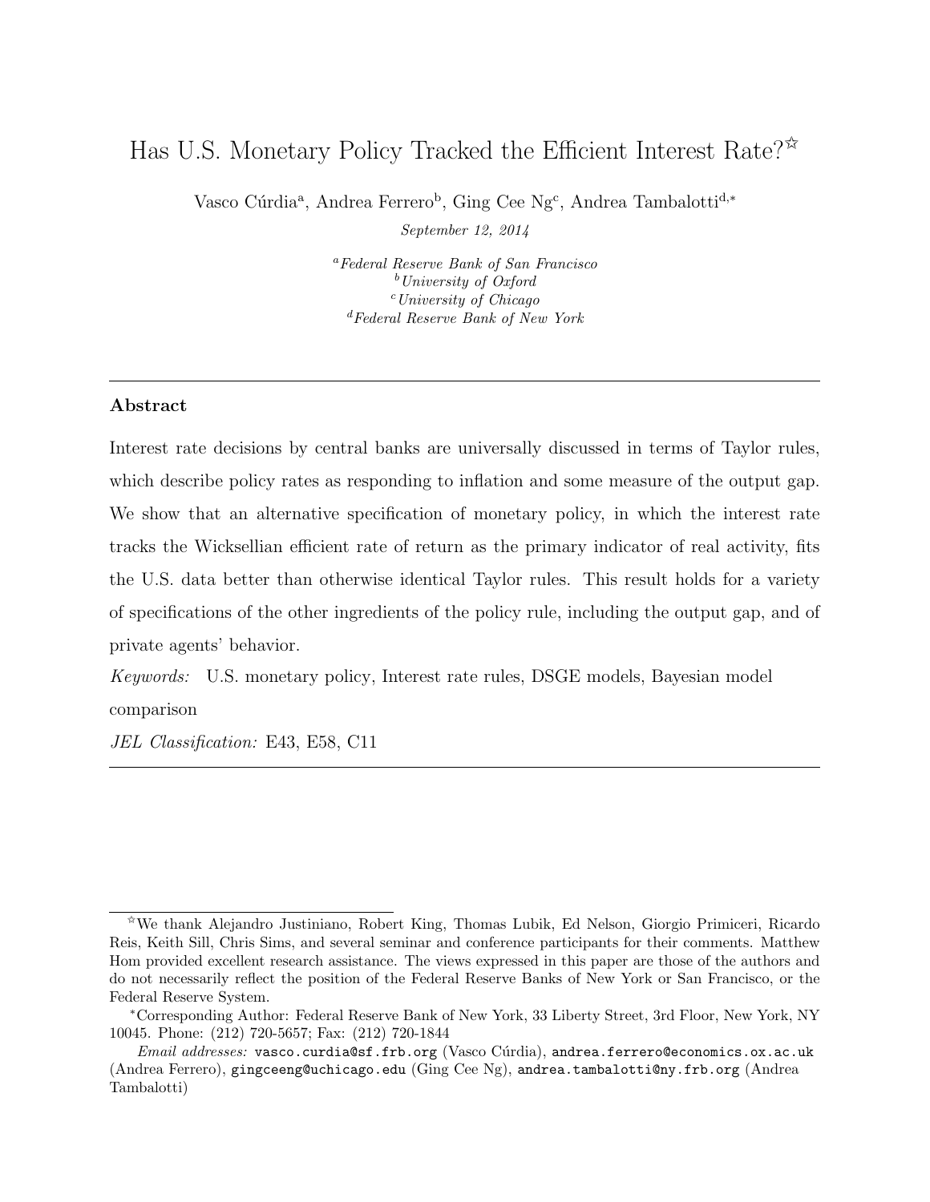# Has U.S. Monetary Policy Tracked the Efficient Interest Rate?[☆]

Vasco Cúrdia[a], Andrea Ferrero[b], Ging Cee Ng[c], Andrea Tambalotti[d,*]

*September 12, 2014*

[a]*Federal Reserve Bank of San Francisco*
[b]*University of Oxford*
[c]*University of Chicago*
[d]*Federal Reserve Bank of New York*

---

**Abstract**

Interest rate decisions by central banks are universally discussed in terms of Taylor rules, which describe policy rates as responding to inflation and some measure of the output gap. We show that an alternative specification of monetary policy, in which the interest rate tracks the Wicksellian efficient rate of return as the primary indicator of real activity, fits the U.S. data better than otherwise identical Taylor rules. This result holds for a variety of specifications of the other ingredients of the policy rule, including the output gap, and of private agents' behavior.

*Keywords:* U.S. monetary policy, Interest rate rules, DSGE models, Bayesian model comparison

*JEL Classification:* E43, E58, C11

---

[☆]We thank Alejandro Justiniano, Robert King, Thomas Lubik, Ed Nelson, Giorgio Primiceri, Ricardo Reis, Keith Sill, Chris Sims, and several seminar and conference participants for their comments. Matthew Hom provided excellent research assistance. The views expressed in this paper are those of the authors and do not necessarily reflect the position of the Federal Reserve Banks of New York or San Francisco, or the Federal Reserve System.

[*]Corresponding Author: Federal Reserve Bank of New York, 33 Liberty Street, 3rd Floor, New York, NY 10045. Phone: (212) 720-5657; Fax: (212) 720-1844

*Email addresses:* vasco.curdia@sf.frb.org (Vasco Cúrdia), andrea.ferrero@economics.ox.ac.uk (Andrea Ferrero), gingceeng@uchicago.edu (Ging Cee Ng), andrea.tambalotti@ny.frb.org (Andrea Tambalotti)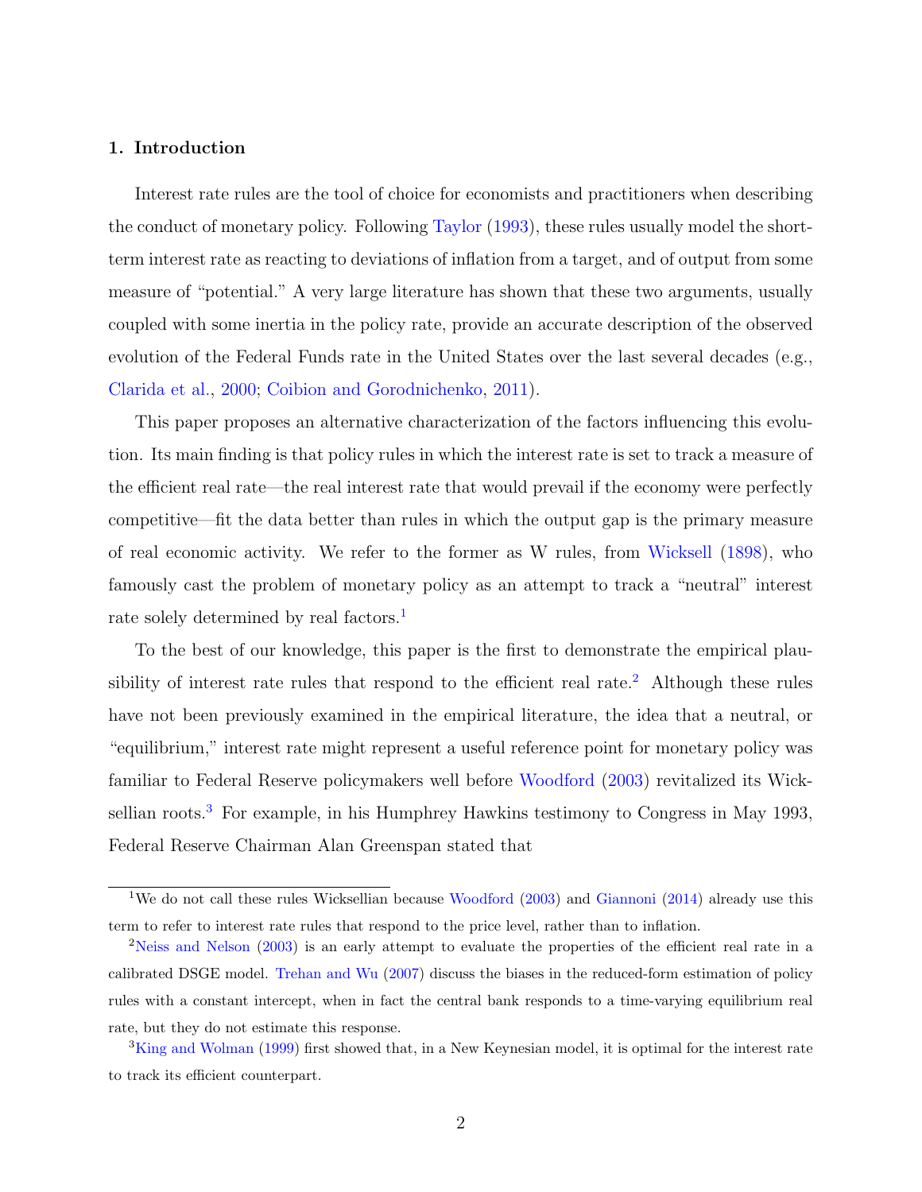## 1. Introduction

Interest rate rules are the tool of choice for economists and practitioners when describing the conduct of monetary policy. Following Taylor (1993), these rules usually model the short-term interest rate as reacting to deviations of inflation from a target, and of output from some measure of "potential." A very large literature has shown that these two arguments, usually coupled with some inertia in the policy rate, provide an accurate description of the observed evolution of the Federal Funds rate in the United States over the last several decades (e.g., Clarida et al., 2000; Coibion and Gorodnichenko, 2011).

This paper proposes an alternative characterization of the factors influencing this evolution. Its main finding is that policy rules in which the interest rate is set to track a measure of the efficient real rate—the real interest rate that would prevail if the economy were perfectly competitive—fit the data better than rules in which the output gap is the primary measure of real economic activity. We refer to the former as W rules, from Wicksell (1898), who famously cast the problem of monetary policy as an attempt to track a "neutral" interest rate solely determined by real factors.[1]

To the best of our knowledge, this paper is the first to demonstrate the empirical plausibility of interest rate rules that respond to the efficient real rate.[2] Although these rules have not been previously examined in the empirical literature, the idea that a neutral, or "equilibrium," interest rate might represent a useful reference point for monetary policy was familiar to Federal Reserve policymakers well before Woodford (2003) revitalized its Wicksellian roots.[3] For example, in his Humphrey Hawkins testimony to Congress in May 1993, Federal Reserve Chairman Alan Greenspan stated that

---

[1] We do not call these rules Wicksellian because Woodford (2003) and Giannoni (2014) already use this term to refer to interest rate rules that respond to the price level, rather than to inflation.

[2] Neiss and Nelson (2003) is an early attempt to evaluate the properties of the efficient real rate in a calibrated DSGE model. Trehan and Wu (2007) discuss the biases in the reduced-form estimation of policy rules with a constant intercept, when in fact the central bank responds to a time-varying equilibrium real rate, but they do not estimate this response.

[3] King and Wolman (1999) first showed that, in a New Keynesian model, it is optimal for the interest rate to track its efficient counterpart.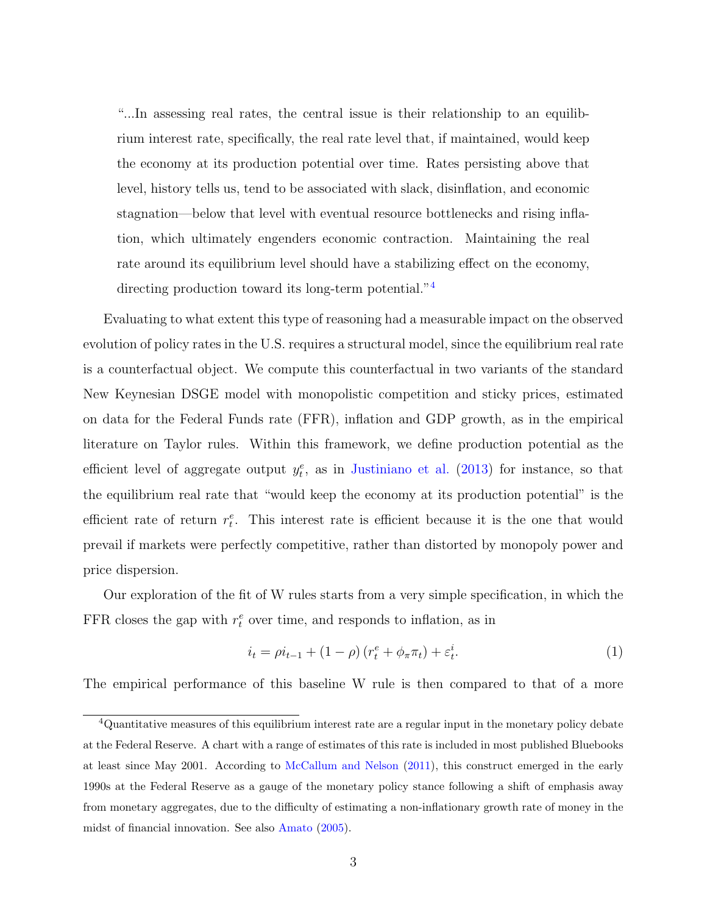> "...In assessing real rates, the central issue is their relationship to an equilibrium interest rate, specifically, the real rate level that, if maintained, would keep the economy at its production potential over time. Rates persisting above that level, history tells us, tend to be associated with slack, disinflation, and economic stagnation—below that level with eventual resource bottlenecks and rising inflation, which ultimately engenders economic contraction. Maintaining the real rate around its equilibrium level should have a stabilizing effect on the economy, directing production toward its long-term potential."[4]

Evaluating to what extent this type of reasoning had a measurable impact on the observed evolution of policy rates in the U.S. requires a structural model, since the equilibrium real rate is a counterfactual object. We compute this counterfactual in two variants of the standard New Keynesian DSGE model with monopolistic competition and sticky prices, estimated on data for the Federal Funds rate (FFR), inflation and GDP growth, as in the empirical literature on Taylor rules. Within this framework, we define production potential as the efficient level of aggregate output $y_t^e$, as in Justiniano et al. (2013) for instance, so that the equilibrium real rate that "would keep the economy at its production potential" is the efficient rate of return $r_t^e$. This interest rate is efficient because it is the one that would prevail if markets were perfectly competitive, rather than distorted by monopoly power and price dispersion.

Our exploration of the fit of W rules starts from a very simple specification, in which the FFR closes the gap with $r_t^e$ over time, and responds to inflation, as in

$$i_t = \rho i_{t-1} + (1 - \rho)\left(r_t^e + \phi_\pi \pi_t\right) + \varepsilon_t^i. \tag{1}$$

The empirical performance of this baseline W rule is then compared to that of a more

---

[4] Quantitative measures of this equilibrium interest rate are a regular input in the monetary policy debate at the Federal Reserve. A chart with a range of estimates of this rate is included in most published Bluebooks at least since May 2001. According to McCallum and Nelson (2011), this construct emerged in the early 1990s at the Federal Reserve as a gauge of the monetary policy stance following a shift of emphasis away from monetary aggregates, due to the difficulty of estimating a non-inflationary growth rate of money in the midst of financial innovation. See also Amato (2005).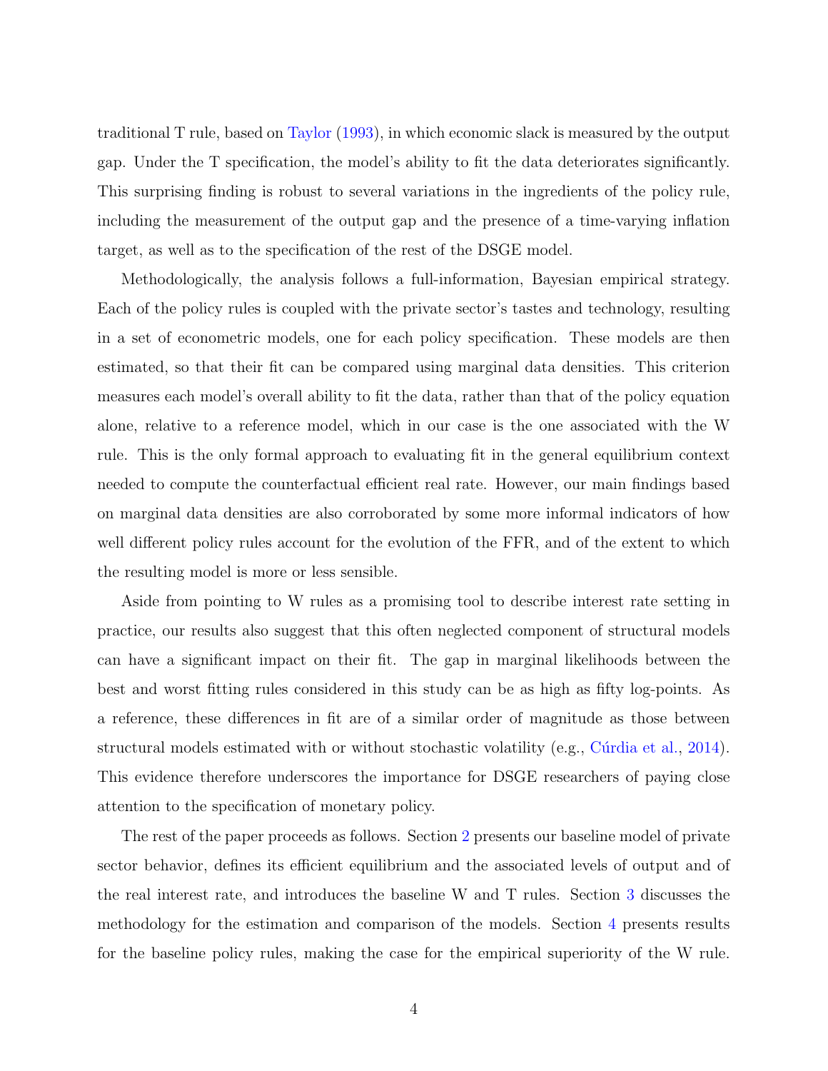traditional T rule, based on Taylor (1993), in which economic slack is measured by the output gap. Under the T specification, the model's ability to fit the data deteriorates significantly. This surprising finding is robust to several variations in the ingredients of the policy rule, including the measurement of the output gap and the presence of a time-varying inflation target, as well as to the specification of the rest of the DSGE model.

Methodologically, the analysis follows a full-information, Bayesian empirical strategy. Each of the policy rules is coupled with the private sector's tastes and technology, resulting in a set of econometric models, one for each policy specification. These models are then estimated, so that their fit can be compared using marginal data densities. This criterion measures each model's overall ability to fit the data, rather than that of the policy equation alone, relative to a reference model, which in our case is the one associated with the W rule. This is the only formal approach to evaluating fit in the general equilibrium context needed to compute the counterfactual efficient real rate. However, our main findings based on marginal data densities are also corroborated by some more informal indicators of how well different policy rules account for the evolution of the FFR, and of the extent to which the resulting model is more or less sensible.

Aside from pointing to W rules as a promising tool to describe interest rate setting in practice, our results also suggest that this often neglected component of structural models can have a significant impact on their fit. The gap in marginal likelihoods between the best and worst fitting rules considered in this study can be as high as fifty log-points. As a reference, these differences in fit are of a similar order of magnitude as those between structural models estimated with or without stochastic volatility (e.g., Cúrdia et al., 2014). This evidence therefore underscores the importance for DSGE researchers of paying close attention to the specification of monetary policy.

The rest of the paper proceeds as follows. Section 2 presents our baseline model of private sector behavior, defines its efficient equilibrium and the associated levels of output and of the real interest rate, and introduces the baseline W and T rules. Section 3 discusses the methodology for the estimation and comparison of the models. Section 4 presents results for the baseline policy rules, making the case for the empirical superiority of the W rule.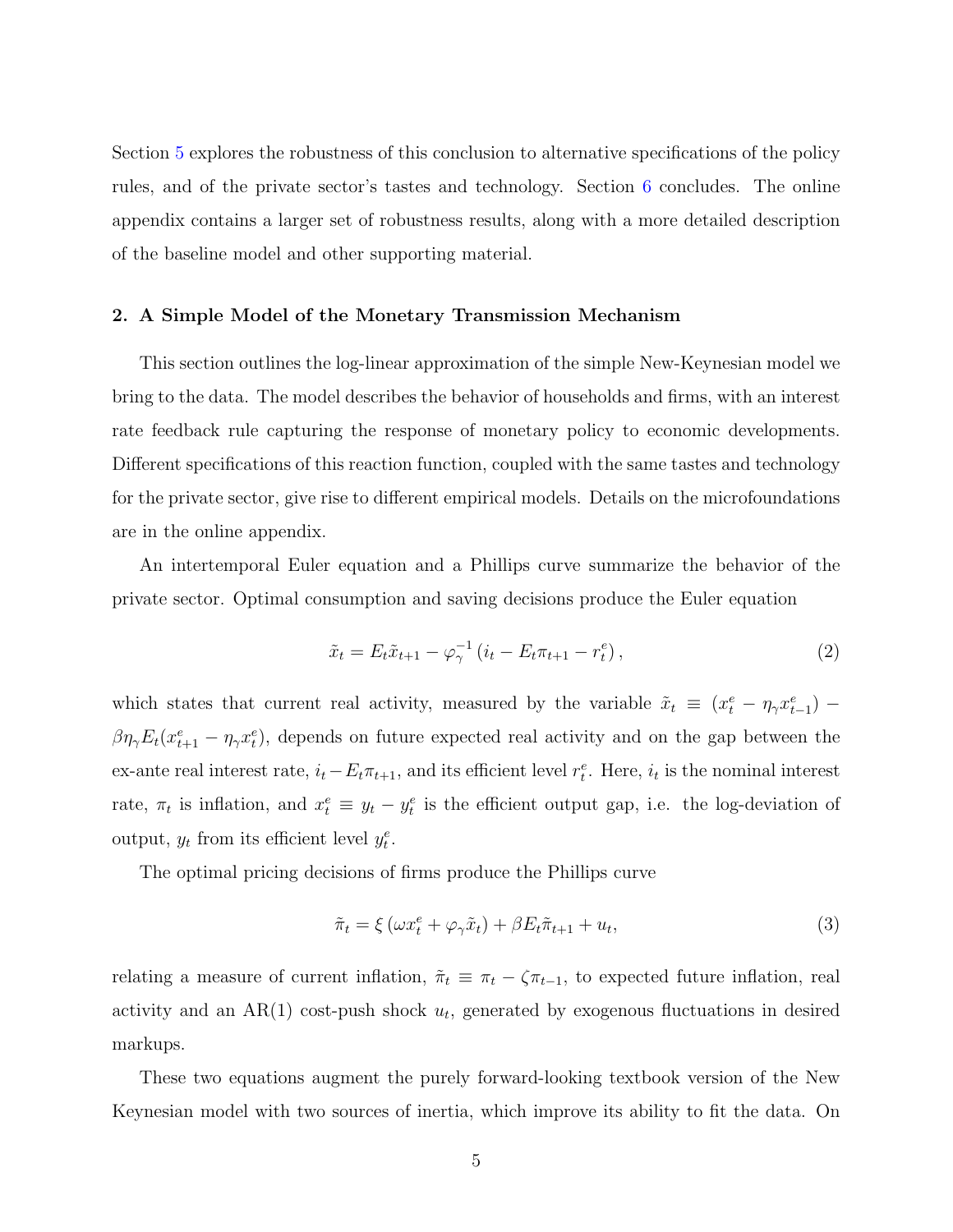Section 5 explores the robustness of this conclusion to alternative specifications of the policy rules, and of the private sector's tastes and technology. Section 6 concludes. The online appendix contains a larger set of robustness results, along with a more detailed description of the baseline model and other supporting material.

## 2. A Simple Model of the Monetary Transmission Mechanism

This section outlines the log-linear approximation of the simple New-Keynesian model we bring to the data. The model describes the behavior of households and firms, with an interest rate feedback rule capturing the response of monetary policy to economic developments. Different specifications of this reaction function, coupled with the same tastes and technology for the private sector, give rise to different empirical models. Details on the microfoundations are in the online appendix.

An intertemporal Euler equation and a Phillips curve summarize the behavior of the private sector. Optimal consumption and saving decisions produce the Euler equation

$$\tilde{x}_t = E_t \tilde{x}_{t+1} - \varphi_\gamma^{-1} \left( i_t - E_t \pi_{t+1} - r_t^e \right), \tag{2}$$

which states that current real activity, measured by the variable $\tilde{x}_t \equiv (x_t^e - \eta_\gamma x_{t-1}^e) - \beta \eta_\gamma E_t (x_{t+1}^e - \eta_\gamma x_t^e)$, depends on future expected real activity and on the gap between the ex-ante real interest rate, $i_t - E_t \pi_{t+1}$, and its efficient level $r_t^e$. Here, $i_t$ is the nominal interest rate, $\pi_t$ is inflation, and $x_t^e \equiv y_t - y_t^e$ is the efficient output gap, i.e. the log-deviation of output, $y_t$ from its efficient level $y_t^e$.

The optimal pricing decisions of firms produce the Phillips curve

$$\tilde{\pi}_t = \xi \left( \omega x_t^e + \varphi_\gamma \tilde{x}_t \right) + \beta E_t \tilde{\pi}_{t+1} + u_t, \tag{3}$$

relating a measure of current inflation, $\tilde{\pi}_t \equiv \pi_t - \zeta \pi_{t-1}$, to expected future inflation, real activity and an AR(1) cost-push shock $u_t$, generated by exogenous fluctuations in desired markups.

These two equations augment the purely forward-looking textbook version of the New Keynesian model with two sources of inertia, which improve its ability to fit the data. On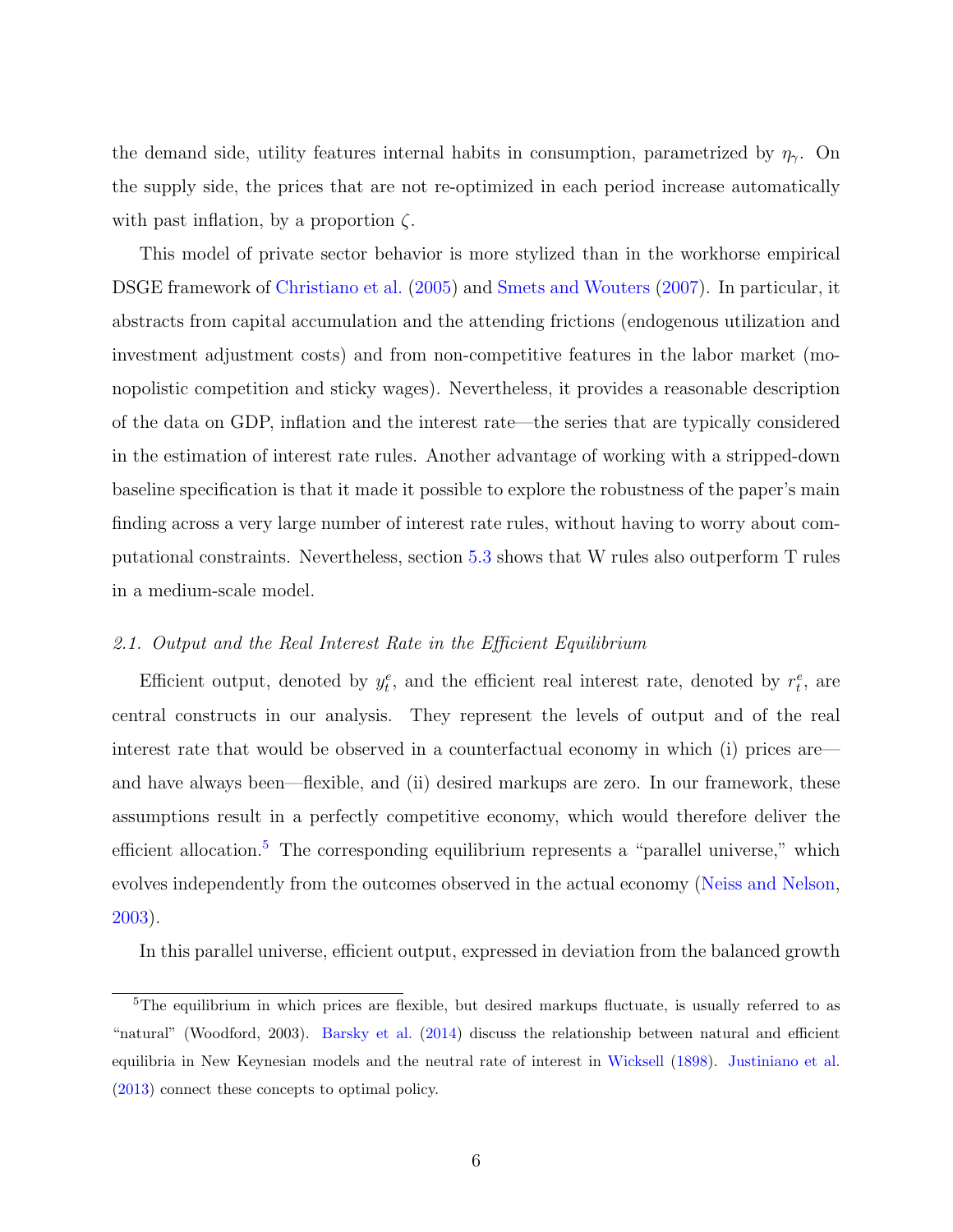the demand side, utility features internal habits in consumption, parametrized by $\eta_\gamma$. On the supply side, the prices that are not re-optimized in each period increase automatically with past inflation, by a proportion $\zeta$.

This model of private sector behavior is more stylized than in the workhorse empirical DSGE framework of Christiano et al. (2005) and Smets and Wouters (2007). In particular, it abstracts from capital accumulation and the attending frictions (endogenous utilization and investment adjustment costs) and from non-competitive features in the labor market (monopolistic competition and sticky wages). Nevertheless, it provides a reasonable description of the data on GDP, inflation and the interest rate—the series that are typically considered in the estimation of interest rate rules. Another advantage of working with a stripped-down baseline specification is that it made it possible to explore the robustness of the paper's main finding across a very large number of interest rate rules, without having to worry about computational constraints. Nevertheless, section 5.3 shows that W rules also outperform T rules in a medium-scale model.

### *2.1. Output and the Real Interest Rate in the Efficient Equilibrium*

Efficient output, denoted by $y_t^e$, and the efficient real interest rate, denoted by $r_t^e$, are central constructs in our analysis. They represent the levels of output and of the real interest rate that would be observed in a counterfactual economy in which (i) prices are—and have always been—flexible, and (ii) desired markups are zero. In our framework, these assumptions result in a perfectly competitive economy, which would therefore deliver the efficient allocation.[5] The corresponding equilibrium represents a "parallel universe," which evolves independently from the outcomes observed in the actual economy (Neiss and Nelson, 2003).

In this parallel universe, efficient output, expressed in deviation from the balanced growth

[5] The equilibrium in which prices are flexible, but desired markups fluctuate, is usually referred to as "natural" (Woodford, 2003). Barsky et al. (2014) discuss the relationship between natural and efficient equilibria in New Keynesian models and the neutral rate of interest in Wicksell (1898). Justiniano et al. (2013) connect these concepts to optimal policy.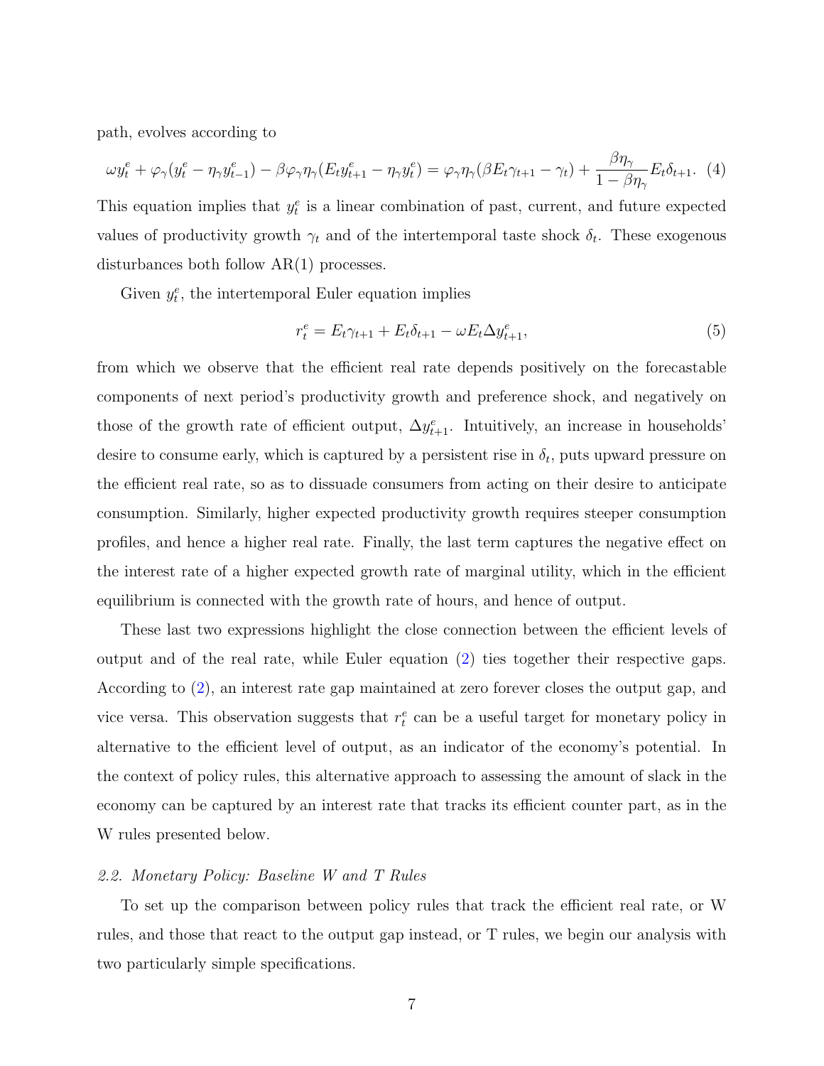path, evolves according to

$$\omega y_t^e + \varphi_\gamma (y_t^e - \eta_\gamma y_{t-1}^e) - \beta \varphi_\gamma \eta_\gamma (E_t y_{t+1}^e - \eta_\gamma y_t^e) = \varphi_\gamma \eta_\gamma (\beta E_t \gamma_{t+1} - \gamma_t) + \frac{\beta \eta_\gamma}{1 - \beta \eta_\gamma} E_t \delta_{t+1}. \quad (4)$$

This equation implies that $y_t^e$ is a linear combination of past, current, and future expected values of productivity growth $\gamma_t$ and of the intertemporal taste shock $\delta_t$. These exogenous disturbances both follow AR(1) processes.

Given $y_t^e$, the intertemporal Euler equation implies

$$r_t^e = E_t \gamma_{t+1} + E_t \delta_{t+1} - \omega E_t \Delta y_{t+1}^e, \quad (5)$$

from which we observe that the efficient real rate depends positively on the forecastable components of next period's productivity growth and preference shock, and negatively on those of the growth rate of efficient output, $\Delta y_{t+1}^e$. Intuitively, an increase in households' desire to consume early, which is captured by a persistent rise in $\delta_t$, puts upward pressure on the efficient real rate, so as to dissuade consumers from acting on their desire to anticipate consumption. Similarly, higher expected productivity growth requires steeper consumption profiles, and hence a higher real rate. Finally, the last term captures the negative effect on the interest rate of a higher expected growth rate of marginal utility, which in the efficient equilibrium is connected with the growth rate of hours, and hence of output.

These last two expressions highlight the close connection between the efficient levels of output and of the real rate, while Euler equation (2) ties together their respective gaps. According to (2), an interest rate gap maintained at zero forever closes the output gap, and vice versa. This observation suggests that $r_t^e$ can be a useful target for monetary policy in alternative to the efficient level of output, as an indicator of the economy's potential. In the context of policy rules, this alternative approach to assessing the amount of slack in the economy can be captured by an interest rate that tracks its efficient counter part, as in the W rules presented below.

### *2.2. Monetary Policy: Baseline W and T Rules*

To set up the comparison between policy rules that track the efficient real rate, or W rules, and those that react to the output gap instead, or T rules, we begin our analysis with two particularly simple specifications.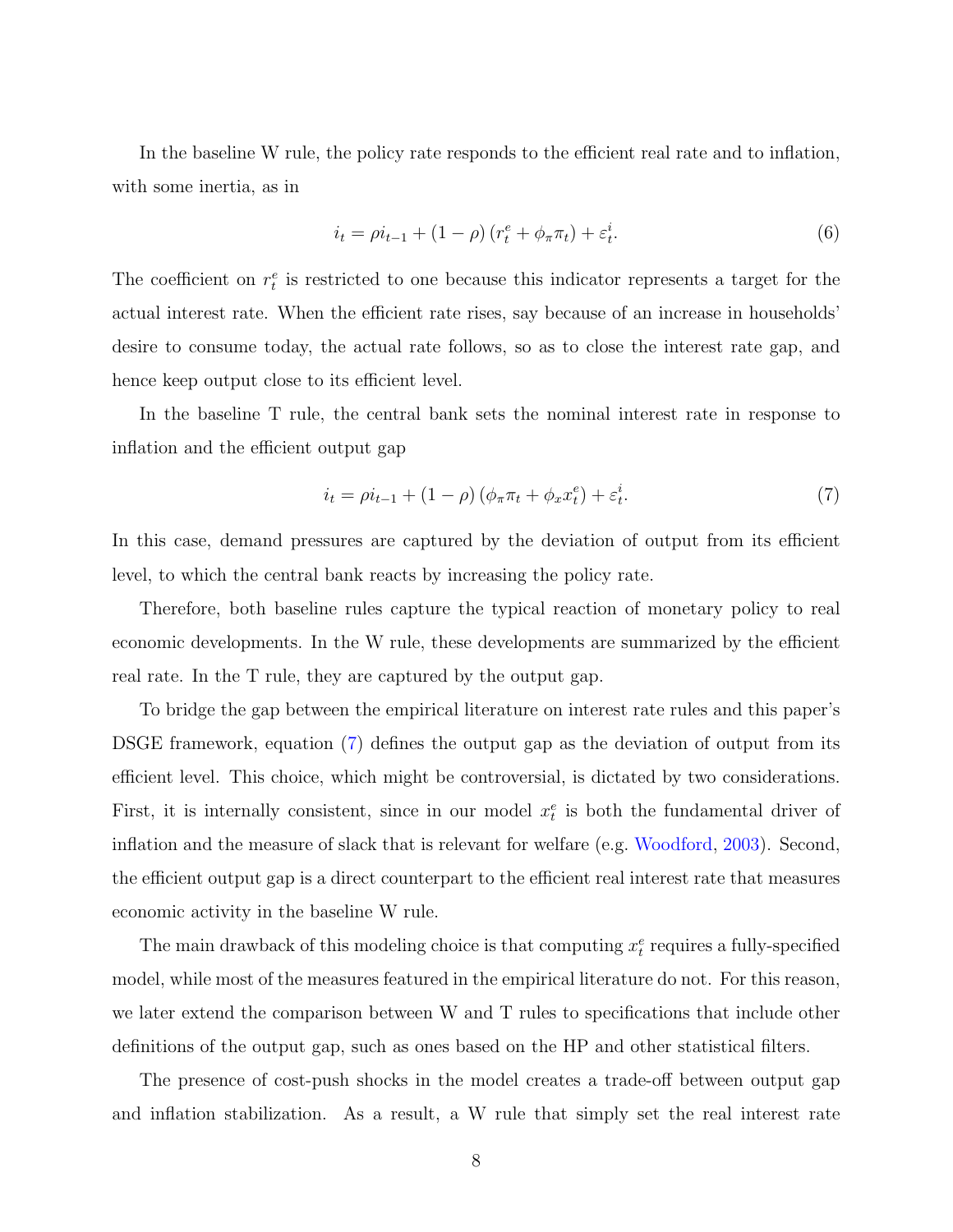In the baseline W rule, the policy rate responds to the efficient real rate and to inflation, with some inertia, as in

$$i_t = \rho i_{t-1} + (1 - \rho)\left(r_t^e + \phi_\pi \pi_t\right) + \varepsilon_t^i. \tag{6}$$

The coefficient on $r_t^e$ is restricted to one because this indicator represents a target for the actual interest rate. When the efficient rate rises, say because of an increase in households' desire to consume today, the actual rate follows, so as to close the interest rate gap, and hence keep output close to its efficient level.

In the baseline T rule, the central bank sets the nominal interest rate in response to inflation and the efficient output gap

$$i_t = \rho i_{t-1} + (1 - \rho)\left(\phi_\pi \pi_t + \phi_x x_t^e\right) + \varepsilon_t^i. \tag{7}$$

In this case, demand pressures are captured by the deviation of output from its efficient level, to which the central bank reacts by increasing the policy rate.

Therefore, both baseline rules capture the typical reaction of monetary policy to real economic developments. In the W rule, these developments are summarized by the efficient real rate. In the T rule, they are captured by the output gap.

To bridge the gap between the empirical literature on interest rate rules and this paper's DSGE framework, equation (7) defines the output gap as the deviation of output from its efficient level. This choice, which might be controversial, is dictated by two considerations. First, it is internally consistent, since in our model $x_t^e$ is both the fundamental driver of inflation and the measure of slack that is relevant for welfare (e.g. Woodford, 2003). Second, the efficient output gap is a direct counterpart to the efficient real interest rate that measures economic activity in the baseline W rule.

The main drawback of this modeling choice is that computing $x_t^e$ requires a fully-specified model, while most of the measures featured in the empirical literature do not. For this reason, we later extend the comparison between W and T rules to specifications that include other definitions of the output gap, such as ones based on the HP and other statistical filters.

The presence of cost-push shocks in the model creates a trade-off between output gap and inflation stabilization. As a result, a W rule that simply set the real interest rate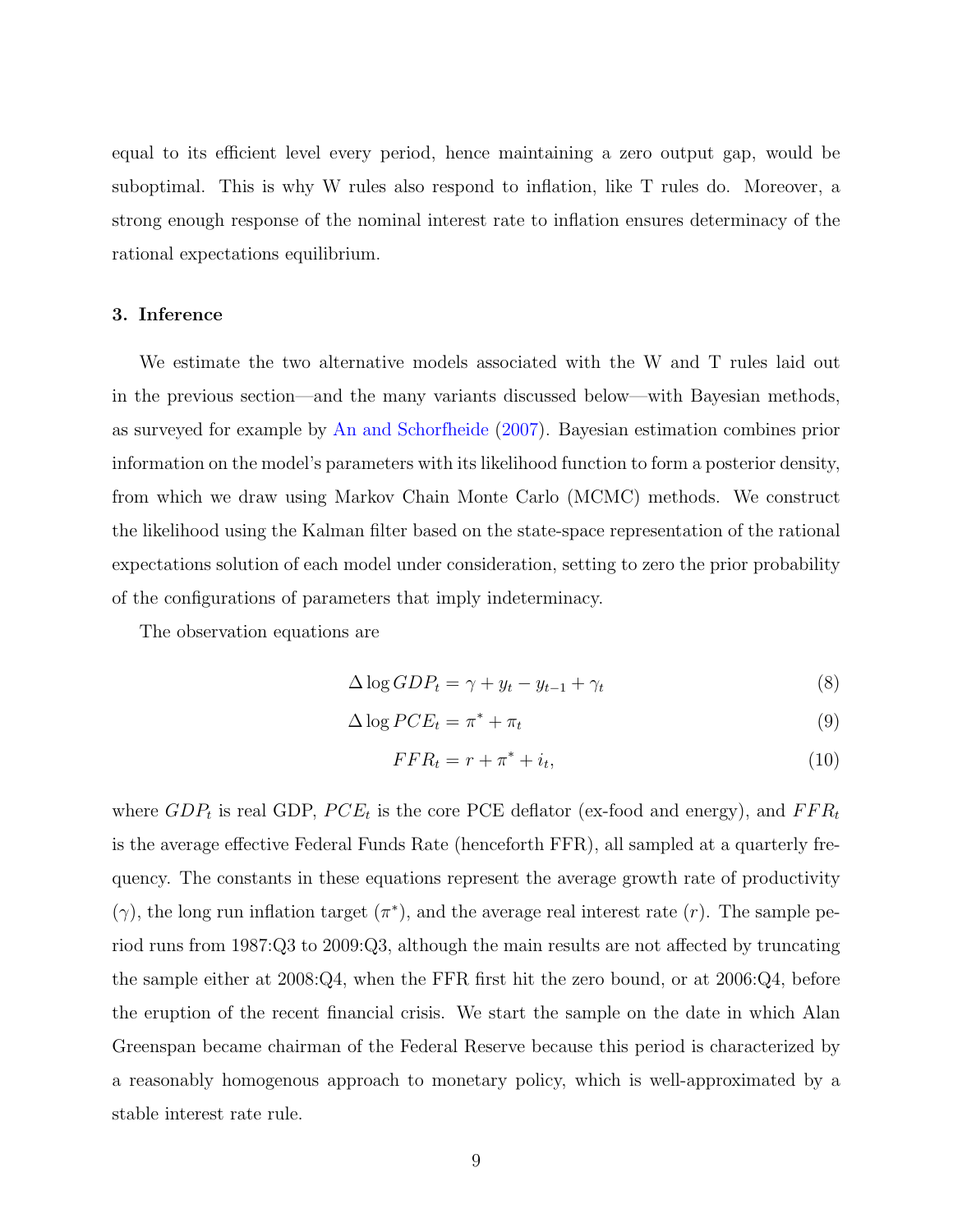equal to its efficient level every period, hence maintaining a zero output gap, would be suboptimal. This is why W rules also respond to inflation, like T rules do. Moreover, a strong enough response of the nominal interest rate to inflation ensures determinacy of the rational expectations equilibrium.

## 3. Inference

We estimate the two alternative models associated with the W and T rules laid out in the previous section—and the many variants discussed below—with Bayesian methods, as surveyed for example by An and Schorfheide (2007). Bayesian estimation combines prior information on the model's parameters with its likelihood function to form a posterior density, from which we draw using Markov Chain Monte Carlo (MCMC) methods. We construct the likelihood using the Kalman filter based on the state-space representation of the rational expectations solution of each model under consideration, setting to zero the prior probability of the configurations of parameters that imply indeterminacy.

The observation equations are

$$\Delta \log GDP_t = \gamma + y_t - y_{t-1} + \gamma_t \tag{8}$$

$$\Delta \log PCE_t = \pi^* + \pi_t \tag{9}$$

$$FFR_t = r + \pi^* + i_t, \tag{10}$$

where $GDP_t$ is real GDP, $PCE_t$ is the core PCE deflator (ex-food and energy), and $FFR_t$ is the average effective Federal Funds Rate (henceforth FFR), all sampled at a quarterly frequency. The constants in these equations represent the average growth rate of productivity ($\gamma$), the long run inflation target ($\pi^*$), and the average real interest rate ($r$). The sample period runs from 1987:Q3 to 2009:Q3, although the main results are not affected by truncating the sample either at 2008:Q4, when the FFR first hit the zero bound, or at 2006:Q4, before the eruption of the recent financial crisis. We start the sample on the date in which Alan Greenspan became chairman of the Federal Reserve because this period is characterized by a reasonably homogenous approach to monetary policy, which is well-approximated by a stable interest rate rule.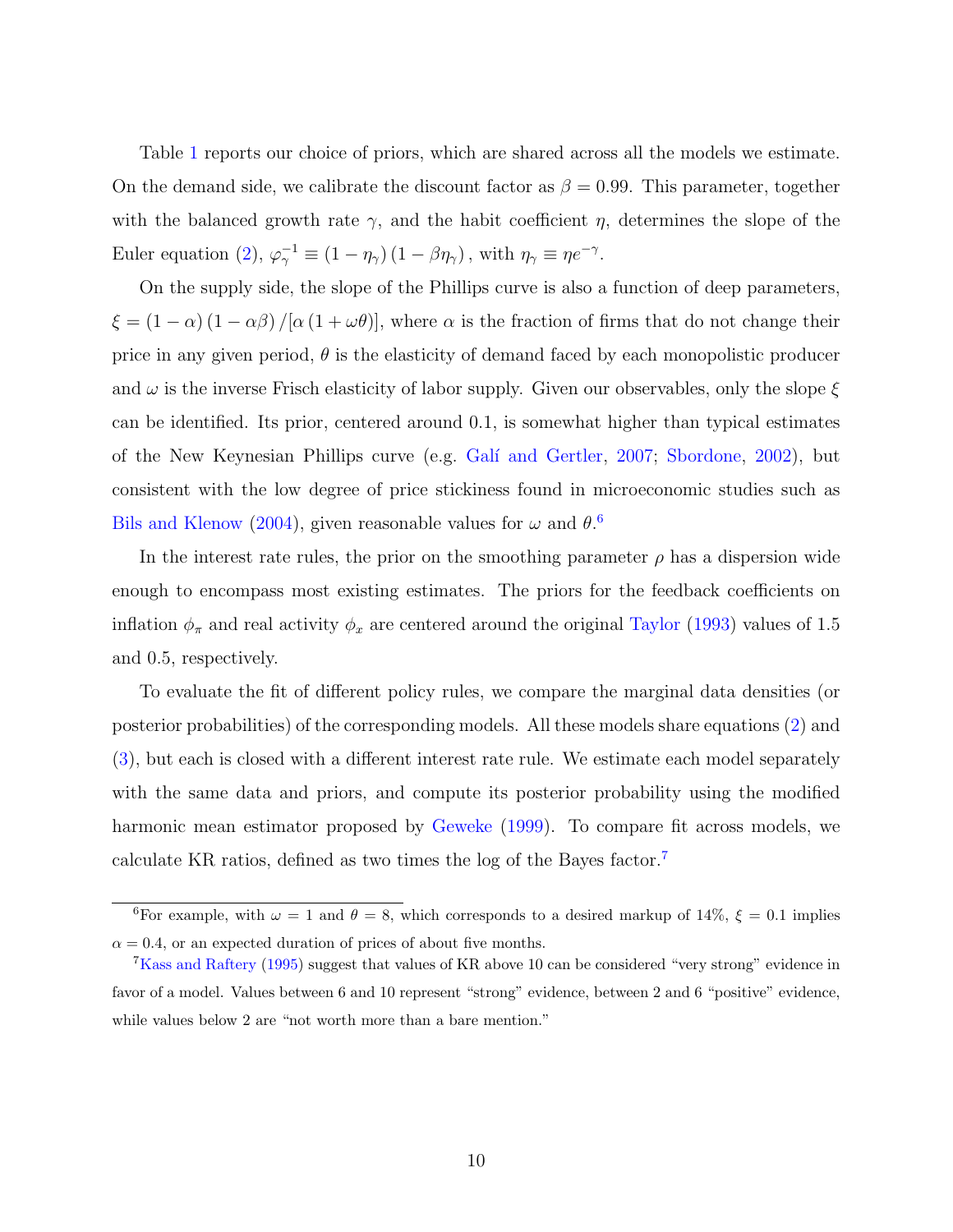Table 1 reports our choice of priors, which are shared across all the models we estimate. On the demand side, we calibrate the discount factor as $\beta = 0.99$. This parameter, together with the balanced growth rate $\gamma$, and the habit coefficient $\eta$, determines the slope of the Euler equation (2), $\varphi_{\gamma}^{-1} \equiv (1-\eta_{\gamma})(1-\beta\eta_{\gamma})$, with $\eta_{\gamma} \equiv \eta e^{-\gamma}$.

On the supply side, the slope of the Phillips curve is also a function of deep parameters, $\xi = (1-\alpha)(1-\alpha\beta)/[\alpha(1+\omega\theta)]$, where $\alpha$ is the fraction of firms that do not change their price in any given period, $\theta$ is the elasticity of demand faced by each monopolistic producer and $\omega$ is the inverse Frisch elasticity of labor supply. Given our observables, only the slope $\xi$ can be identified. Its prior, centered around 0.1, is somewhat higher than typical estimates of the New Keynesian Phillips curve (e.g. Galí and Gertler, 2007; Sbordone, 2002), but consistent with the low degree of price stickiness found in microeconomic studies such as Bils and Klenow (2004), given reasonable values for $\omega$ and $\theta$.[6]

In the interest rate rules, the prior on the smoothing parameter $\rho$ has a dispersion wide enough to encompass most existing estimates. The priors for the feedback coefficients on inflation $\phi_{\pi}$ and real activity $\phi_{x}$ are centered around the original Taylor (1993) values of 1.5 and 0.5, respectively.

To evaluate the fit of different policy rules, we compare the marginal data densities (or posterior probabilities) of the corresponding models. All these models share equations (2) and (3), but each is closed with a different interest rate rule. We estimate each model separately with the same data and priors, and compute its posterior probability using the modified harmonic mean estimator proposed by Geweke (1999). To compare fit across models, we calculate KR ratios, defined as two times the log of the Bayes factor.[7]

---

[6] For example, with $\omega = 1$ and $\theta = 8$, which corresponds to a desired markup of 14%, $\xi = 0.1$ implies $\alpha = 0.4$, or an expected duration of prices of about five months.

[7] Kass and Raftery (1995) suggest that values of KR above 10 can be considered "very strong" evidence in favor of a model. Values between 6 and 10 represent "strong" evidence, between 2 and 6 "positive" evidence, while values below 2 are "not worth more than a bare mention."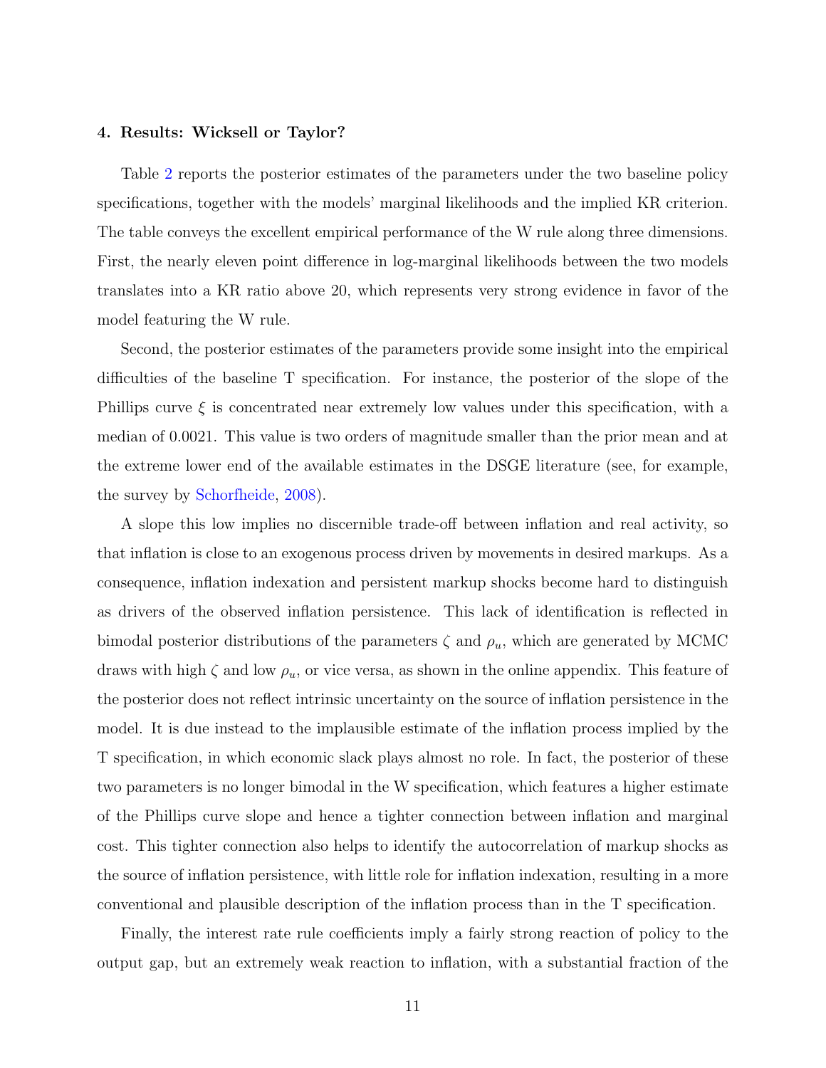#### 4. Results: Wicksell or Taylor?

Table 2 reports the posterior estimates of the parameters under the two baseline policy specifications, together with the models' marginal likelihoods and the implied KR criterion. The table conveys the excellent empirical performance of the W rule along three dimensions. First, the nearly eleven point difference in log-marginal likelihoods between the two models translates into a KR ratio above 20, which represents very strong evidence in favor of the model featuring the W rule.

Second, the posterior estimates of the parameters provide some insight into the empirical difficulties of the baseline T specification. For instance, the posterior of the slope of the Phillips curve $\xi$ is concentrated near extremely low values under this specification, with a median of 0.0021. This value is two orders of magnitude smaller than the prior mean and at the extreme lower end of the available estimates in the DSGE literature (see, for example, the survey by Schorfheide, 2008).

A slope this low implies no discernible trade-off between inflation and real activity, so that inflation is close to an exogenous process driven by movements in desired markups. As a consequence, inflation indexation and persistent markup shocks become hard to distinguish as drivers of the observed inflation persistence. This lack of identification is reflected in bimodal posterior distributions of the parameters $\zeta$ and $\rho_u$, which are generated by MCMC draws with high $\zeta$ and low $\rho_u$, or vice versa, as shown in the online appendix. This feature of the posterior does not reflect intrinsic uncertainty on the source of inflation persistence in the model. It is due instead to the implausible estimate of the inflation process implied by the T specification, in which economic slack plays almost no role. In fact, the posterior of these two parameters is no longer bimodal in the W specification, which features a higher estimate of the Phillips curve slope and hence a tighter connection between inflation and marginal cost. This tighter connection also helps to identify the autocorrelation of markup shocks as the source of inflation persistence, with little role for inflation indexation, resulting in a more conventional and plausible description of the inflation process than in the T specification.

Finally, the interest rate rule coefficients imply a fairly strong reaction of policy to the output gap, but an extremely weak reaction to inflation, with a substantial fraction of the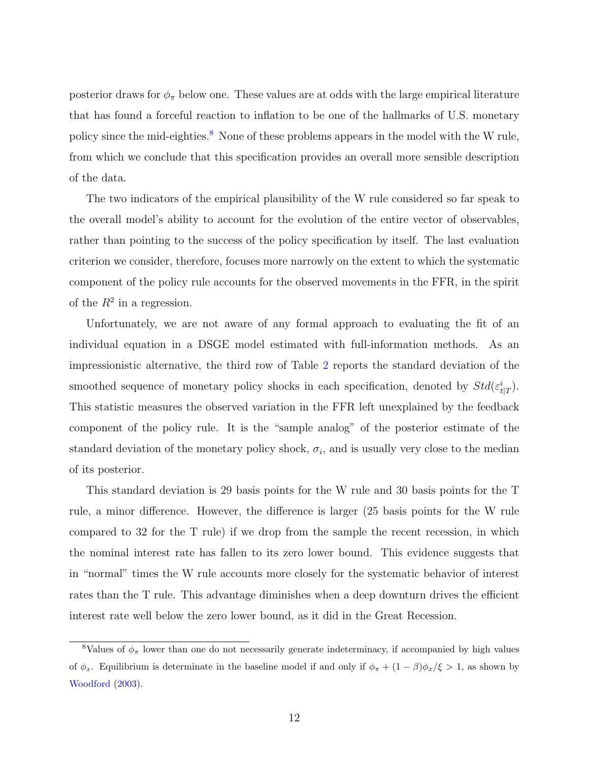posterior draws for $\phi_\pi$ below one. These values are at odds with the large empirical literature that has found a forceful reaction to inflation to be one of the hallmarks of U.S. monetary policy since the mid-eighties.[8] None of these problems appears in the model with the W rule, from which we conclude that this specification provides an overall more sensible description of the data.

The two indicators of the empirical plausibility of the W rule considered so far speak to the overall model's ability to account for the evolution of the entire vector of observables, rather than pointing to the success of the policy specification by itself. The last evaluation criterion we consider, therefore, focuses more narrowly on the extent to which the systematic component of the policy rule accounts for the observed movements in the FFR, in the spirit of the $R^2$ in a regression.

Unfortunately, we are not aware of any formal approach to evaluating the fit of an individual equation in a DSGE model estimated with full-information methods. As an impressionistic alternative, the third row of Table 2 reports the standard deviation of the smoothed sequence of monetary policy shocks in each specification, denoted by $Std(\varepsilon^i_{t|T})$. This statistic measures the observed variation in the FFR left unexplained by the feedback component of the policy rule. It is the "sample analog" of the posterior estimate of the standard deviation of the monetary policy shock, $\sigma_i$, and is usually very close to the median of its posterior.

This standard deviation is 29 basis points for the W rule and 30 basis points for the T rule, a minor difference. However, the difference is larger (25 basis points for the W rule compared to 32 for the T rule) if we drop from the sample the recent recession, in which the nominal interest rate has fallen to its zero lower bound. This evidence suggests that in "normal" times the W rule accounts more closely for the systematic behavior of interest rates than the T rule. This advantage diminishes when a deep downturn drives the efficient interest rate well below the zero lower bound, as it did in the Great Recession.

[8] Values of $\phi_\pi$ lower than one do not necessarily generate indeterminacy, if accompanied by high values of $\phi_x$. Equilibrium is determinate in the baseline model if and only if $\phi_\pi + (1-\beta)\phi_x/\xi > 1$, as shown by Woodford (2003).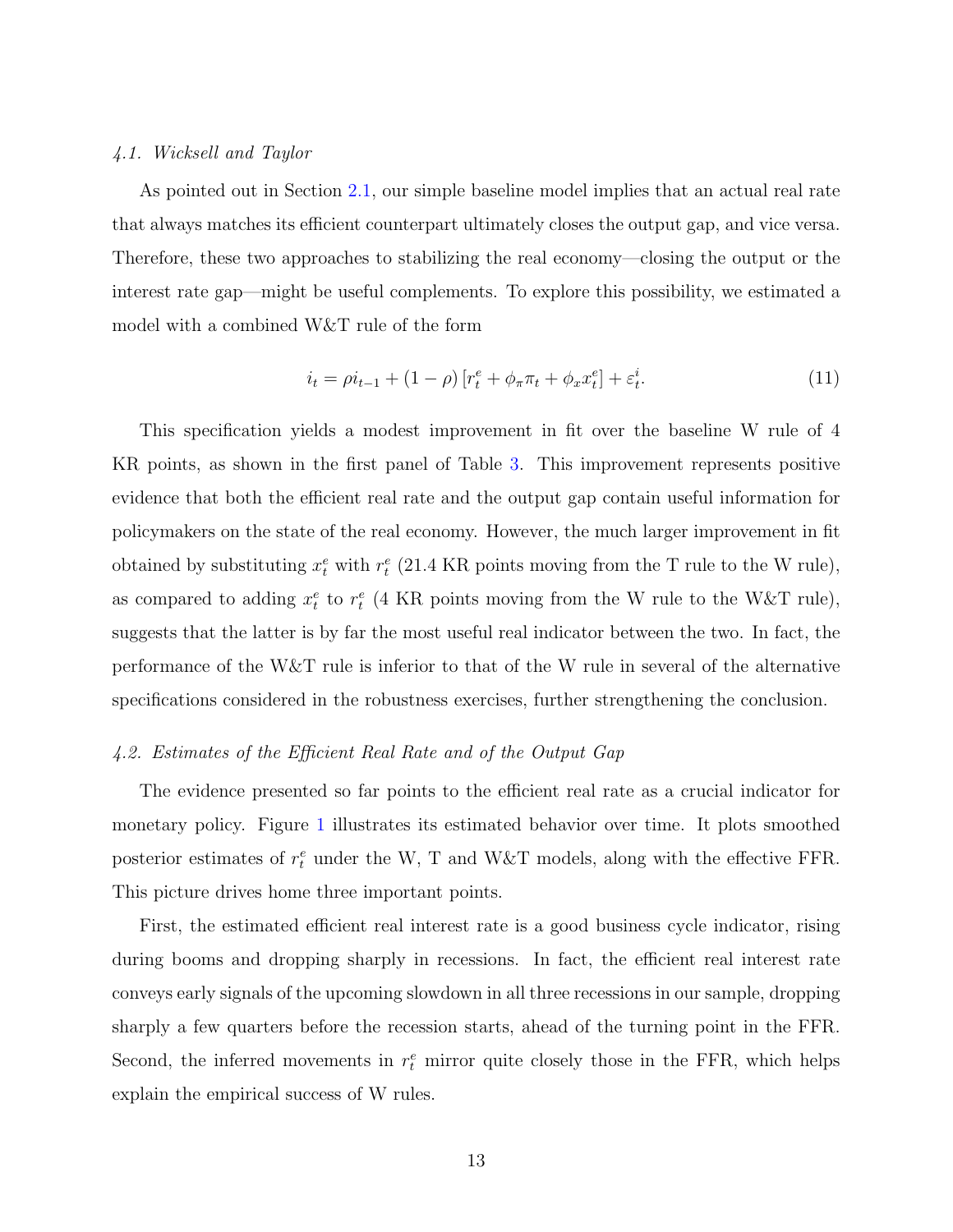### *4.1. Wicksell and Taylor*

As pointed out in Section 2.1, our simple baseline model implies that an actual real rate that always matches its efficient counterpart ultimately closes the output gap, and vice versa. Therefore, these two approaches to stabilizing the real economy—closing the output or the interest rate gap—might be useful complements. To explore this possibility, we estimated a model with a combined W&T rule of the form

$$i_t = \rho i_{t-1} + (1-\rho)\left[r_t^e + \phi_\pi \pi_t + \phi_x x_t^e\right] + \varepsilon_t^i. \tag{11}$$

This specification yields a modest improvement in fit over the baseline W rule of 4 KR points, as shown in the first panel of Table 3. This improvement represents positive evidence that both the efficient real rate and the output gap contain useful information for policymakers on the state of the real economy. However, the much larger improvement in fit obtained by substituting $x_t^e$ with $r_t^e$ (21.4 KR points moving from the T rule to the W rule), as compared to adding $x_t^e$ to $r_t^e$ (4 KR points moving from the W rule to the W&T rule), suggests that the latter is by far the most useful real indicator between the two. In fact, the performance of the W&T rule is inferior to that of the W rule in several of the alternative specifications considered in the robustness exercises, further strengthening the conclusion.

### *4.2. Estimates of the Efficient Real Rate and of the Output Gap*

The evidence presented so far points to the efficient real rate as a crucial indicator for monetary policy. Figure 1 illustrates its estimated behavior over time. It plots smoothed posterior estimates of $r_t^e$ under the W, T and W&T models, along with the effective FFR. This picture drives home three important points.

First, the estimated efficient real interest rate is a good business cycle indicator, rising during booms and dropping sharply in recessions. In fact, the efficient real interest rate conveys early signals of the upcoming slowdown in all three recessions in our sample, dropping sharply a few quarters before the recession starts, ahead of the turning point in the FFR. Second, the inferred movements in $r_t^e$ mirror quite closely those in the FFR, which helps explain the empirical success of W rules.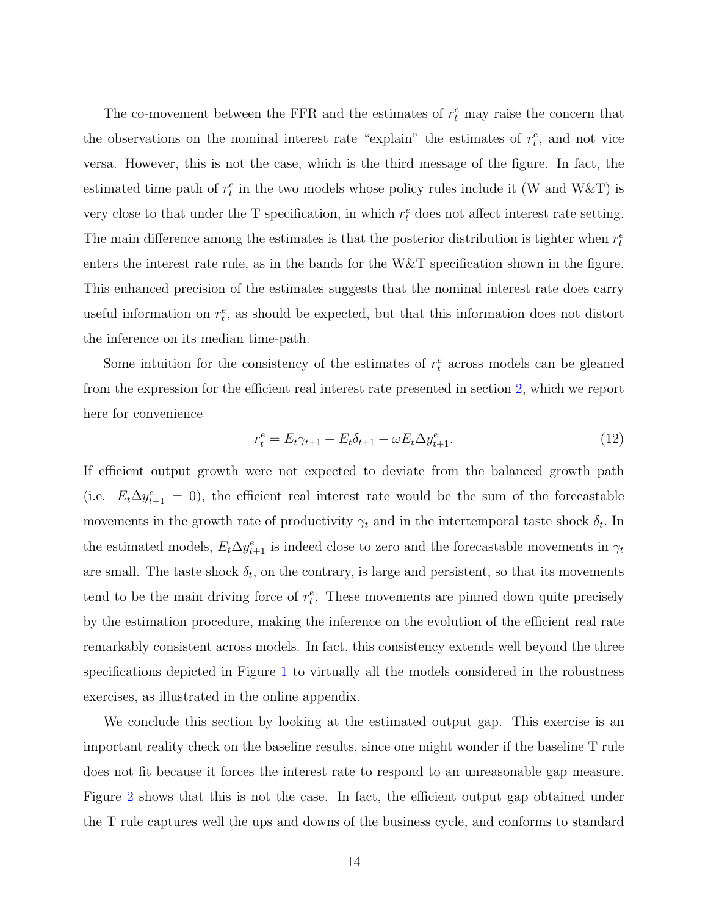The co-movement between the FFR and the estimates of $r_t^e$ may raise the concern that the observations on the nominal interest rate "explain" the estimates of $r_t^e$, and not vice versa. However, this is not the case, which is the third message of the figure. In fact, the estimated time path of $r_t^e$ in the two models whose policy rules include it (W and W&T) is very close to that under the T specification, in which $r_t^e$ does not affect interest rate setting. The main difference among the estimates is that the posterior distribution is tighter when $r_t^e$ enters the interest rate rule, as in the bands for the W&T specification shown in the figure. This enhanced precision of the estimates suggests that the nominal interest rate does carry useful information on $r_t^e$, as should be expected, but that this information does not distort the inference on its median time-path.

Some intuition for the consistency of the estimates of $r_t^e$ across models can be gleaned from the expression for the efficient real interest rate presented in section 2, which we report here for convenience

$$r_t^e = E_t \gamma_{t+1} + E_t \delta_{t+1} - \omega E_t \Delta y_{t+1}^e. \tag{12}$$

If efficient output growth were not expected to deviate from the balanced growth path (i.e. $E_t \Delta y_{t+1}^e = 0$), the efficient real interest rate would be the sum of the forecastable movements in the growth rate of productivity $\gamma_t$ and in the intertemporal taste shock $\delta_t$. In the estimated models, $E_t \Delta y_{t+1}^e$ is indeed close to zero and the forecastable movements in $\gamma_t$ are small. The taste shock $\delta_t$, on the contrary, is large and persistent, so that its movements tend to be the main driving force of $r_t^e$. These movements are pinned down quite precisely by the estimation procedure, making the inference on the evolution of the efficient real rate remarkably consistent across models. In fact, this consistency extends well beyond the three specifications depicted in Figure 1 to virtually all the models considered in the robustness exercises, as illustrated in the online appendix.

We conclude this section by looking at the estimated output gap. This exercise is an important reality check on the baseline results, since one might wonder if the baseline T rule does not fit because it forces the interest rate to respond to an unreasonable gap measure. Figure 2 shows that this is not the case. In fact, the efficient output gap obtained under the T rule captures well the ups and downs of the business cycle, and conforms to standard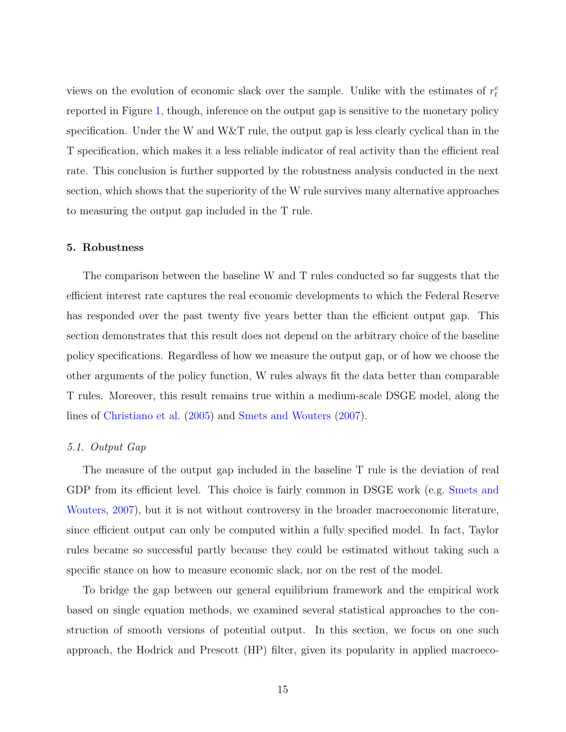views on the evolution of economic slack over the sample. Unlike with the estimates of $r_t^e$ reported in Figure 1, though, inference on the output gap is sensitive to the monetary policy specification. Under the W and W&T rule, the output gap is less clearly cyclical than in the T specification, which makes it a less reliable indicator of real activity than the efficient real rate. This conclusion is further supported by the robustness analysis conducted in the next section, which shows that the superiority of the W rule survives many alternative approaches to measuring the output gap included in the T rule.

## 5. Robustness

The comparison between the baseline W and T rules conducted so far suggests that the efficient interest rate captures the real economic developments to which the Federal Reserve has responded over the past twenty five years better than the efficient output gap. This section demonstrates that this result does not depend on the arbitrary choice of the baseline policy specifications. Regardless of how we measure the output gap, or of how we choose the other arguments of the policy function, W rules always fit the data better than comparable T rules. Moreover, this result remains true within a medium-scale DSGE model, along the lines of Christiano et al. (2005) and Smets and Wouters (2007).

### *5.1. Output Gap*

The measure of the output gap included in the baseline T rule is the deviation of real GDP from its efficient level. This choice is fairly common in DSGE work (e.g. Smets and Wouters, 2007), but it is not without controversy in the broader macroeconomic literature, since efficient output can only be computed within a fully specified model. In fact, Taylor rules became so successful partly because they could be estimated without taking such a specific stance on how to measure economic slack, nor on the rest of the model.

To bridge the gap between our general equilibrium framework and the empirical work based on single equation methods, we examined several statistical approaches to the construction of smooth versions of potential output. In this section, we focus on one such approach, the Hodrick and Prescott (HP) filter, given its popularity in applied macroeco-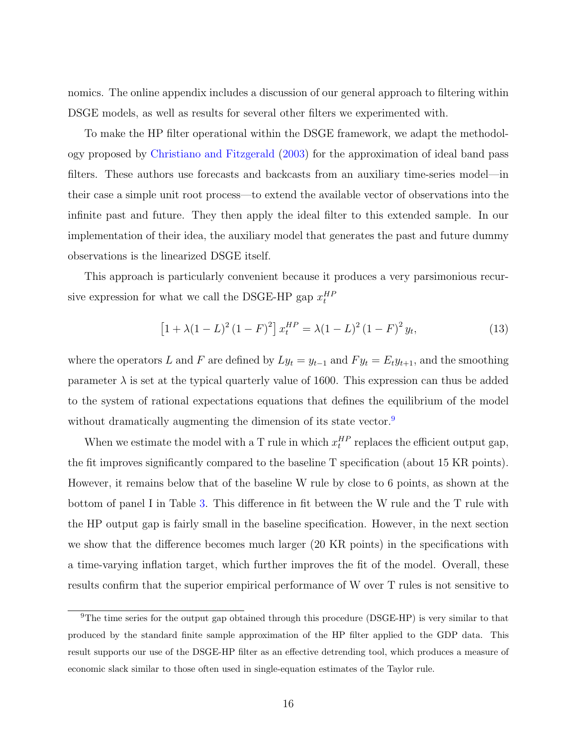nomics. The online appendix includes a discussion of our general approach to filtering within DSGE models, as well as results for several other filters we experimented with.

To make the HP filter operational within the DSGE framework, we adapt the methodology proposed by Christiano and Fitzgerald (2003) for the approximation of ideal band pass filters. These authors use forecasts and backcasts from an auxiliary time-series model—in their case a simple unit root process—to extend the available vector of observations into the infinite past and future. They then apply the ideal filter to this extended sample. In our implementation of their idea, the auxiliary model that generates the past and future dummy observations is the linearized DSGE itself.

This approach is particularly convenient because it produces a very parsimonious recursive expression for what we call the DSGE-HP gap $x_t^{HP}$

$$\left[1 + \lambda(1-L)^2 (1-F)^2\right] x_t^{HP} = \lambda(1-L)^2 (1-F)^2 y_t, \tag{13}$$

where the operators $L$ and $F$ are defined by $Ly_t = y_{t-1}$ and $Fy_t = E_t y_{t+1}$, and the smoothing parameter $\lambda$ is set at the typical quarterly value of 1600. This expression can thus be added to the system of rational expectations equations that defines the equilibrium of the model without dramatically augmenting the dimension of its state vector.[9]

When we estimate the model with a T rule in which $x_t^{HP}$ replaces the efficient output gap, the fit improves significantly compared to the baseline T specification (about 15 KR points). However, it remains below that of the baseline W rule by close to 6 points, as shown at the bottom of panel I in Table 3. This difference in fit between the W rule and the T rule with the HP output gap is fairly small in the baseline specification. However, in the next section we show that the difference becomes much larger (20 KR points) in the specifications with a time-varying inflation target, which further improves the fit of the model. Overall, these results confirm that the superior empirical performance of W over T rules is not sensitive to

[9]The time series for the output gap obtained through this procedure (DSGE-HP) is very similar to that produced by the standard finite sample approximation of the HP filter applied to the GDP data. This result supports our use of the DSGE-HP filter as an effective detrending tool, which produces a measure of economic slack similar to those often used in single-equation estimates of the Taylor rule.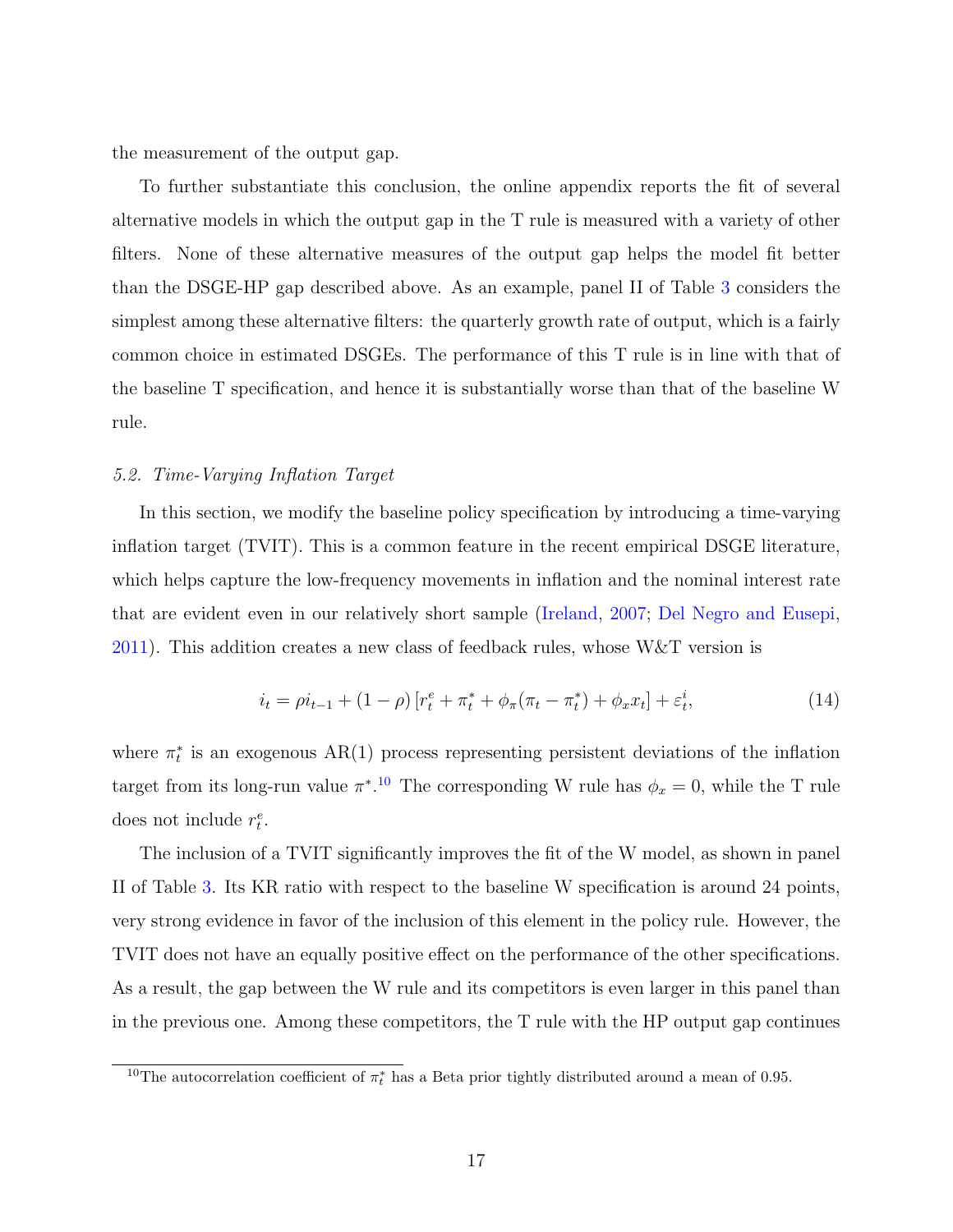the measurement of the output gap.

To further substantiate this conclusion, the online appendix reports the fit of several alternative models in which the output gap in the T rule is measured with a variety of other filters. None of these alternative measures of the output gap helps the model fit better than the DSGE-HP gap described above. As an example, panel II of Table 3 considers the simplest among these alternative filters: the quarterly growth rate of output, which is a fairly common choice in estimated DSGEs. The performance of this T rule is in line with that of the baseline T specification, and hence it is substantially worse than that of the baseline W rule.

### *5.2. Time-Varying Inflation Target*

In this section, we modify the baseline policy specification by introducing a time-varying inflation target (TVIT). This is a common feature in the recent empirical DSGE literature, which helps capture the low-frequency movements in inflation and the nominal interest rate that are evident even in our relatively short sample (Ireland, 2007; Del Negro and Eusepi, 2011). This addition creates a new class of feedback rules, whose W&T version is

$$i_t = \rho i_{t-1} + (1-\rho)\left[r_t^e + \pi_t^* + \phi_\pi(\pi_t - \pi_t^*) + \phi_x x_t\right] + \varepsilon_t^i, \tag{14}$$

where $\pi_t^*$ is an exogenous AR(1) process representing persistent deviations of the inflation target from its long-run value $\pi^*$.[10] The corresponding W rule has $\phi_x = 0$, while the T rule does not include $r_t^e$.

The inclusion of a TVIT significantly improves the fit of the W model, as shown in panel II of Table 3. Its KR ratio with respect to the baseline W specification is around 24 points, very strong evidence in favor of the inclusion of this element in the policy rule. However, the TVIT does not have an equally positive effect on the performance of the other specifications. As a result, the gap between the W rule and its competitors is even larger in this panel than in the previous one. Among these competitors, the T rule with the HP output gap continues

[10] The autocorrelation coefficient of $\pi_t^*$ has a Beta prior tightly distributed around a mean of 0.95.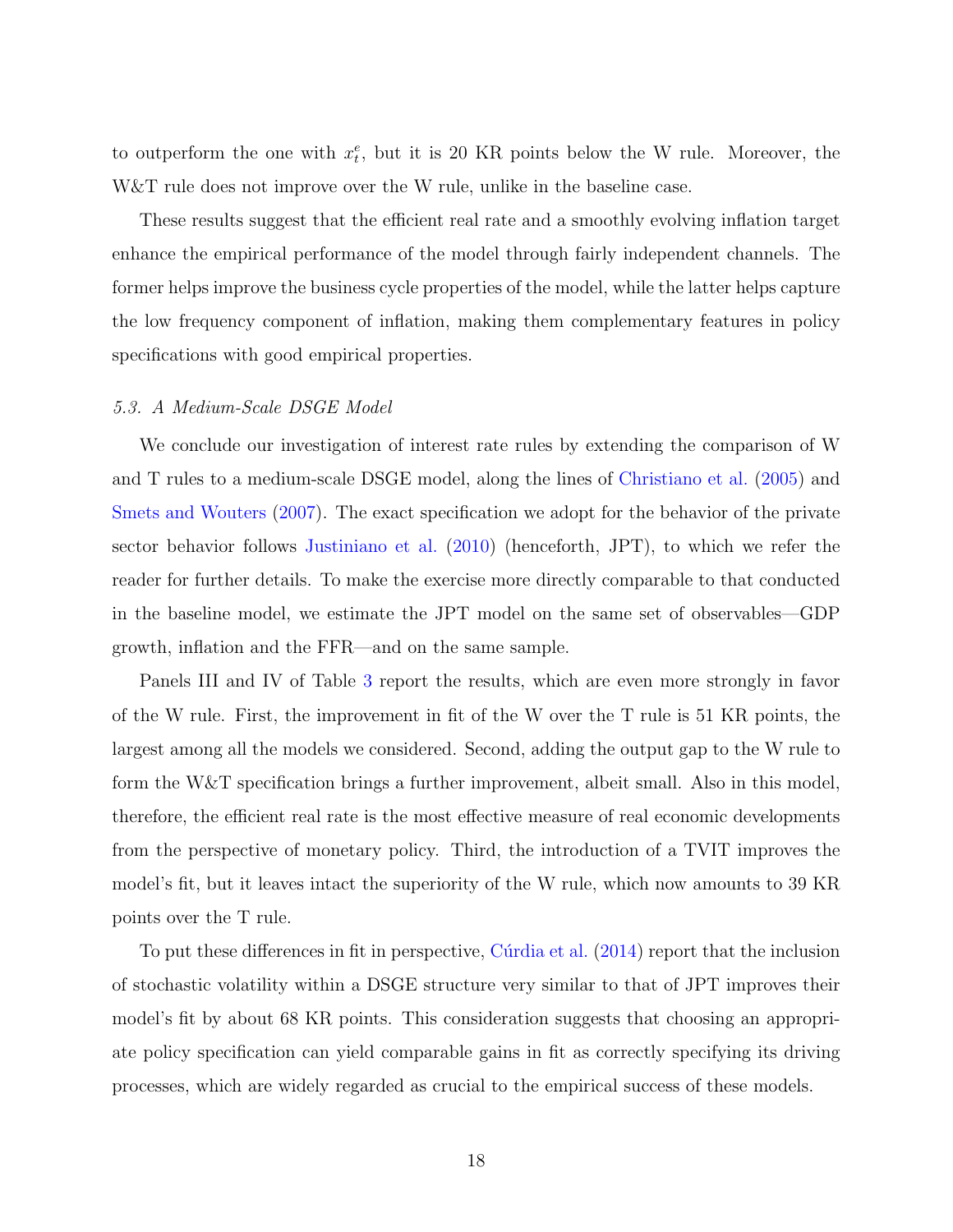to outperform the one with $x_t^e$, but it is 20 KR points below the W rule. Moreover, the W&T rule does not improve over the W rule, unlike in the baseline case.

These results suggest that the efficient real rate and a smoothly evolving inflation target enhance the empirical performance of the model through fairly independent channels. The former helps improve the business cycle properties of the model, while the latter helps capture the low frequency component of inflation, making them complementary features in policy specifications with good empirical properties.

### *5.3. A Medium-Scale DSGE Model*

We conclude our investigation of interest rate rules by extending the comparison of W and T rules to a medium-scale DSGE model, along the lines of Christiano et al. (2005) and Smets and Wouters (2007). The exact specification we adopt for the behavior of the private sector behavior follows Justiniano et al. (2010) (henceforth, JPT), to which we refer the reader for further details. To make the exercise more directly comparable to that conducted in the baseline model, we estimate the JPT model on the same set of observables—GDP growth, inflation and the FFR—and on the same sample.

Panels III and IV of Table 3 report the results, which are even more strongly in favor of the W rule. First, the improvement in fit of the W over the T rule is 51 KR points, the largest among all the models we considered. Second, adding the output gap to the W rule to form the W&T specification brings a further improvement, albeit small. Also in this model, therefore, the efficient real rate is the most effective measure of real economic developments from the perspective of monetary policy. Third, the introduction of a TVIT improves the model's fit, but it leaves intact the superiority of the W rule, which now amounts to 39 KR points over the T rule.

To put these differences in fit in perspective, Cúrdia et al. (2014) report that the inclusion of stochastic volatility within a DSGE structure very similar to that of JPT improves their model's fit by about 68 KR points. This consideration suggests that choosing an appropriate policy specification can yield comparable gains in fit as correctly specifying its driving processes, which are widely regarded as crucial to the empirical success of these models.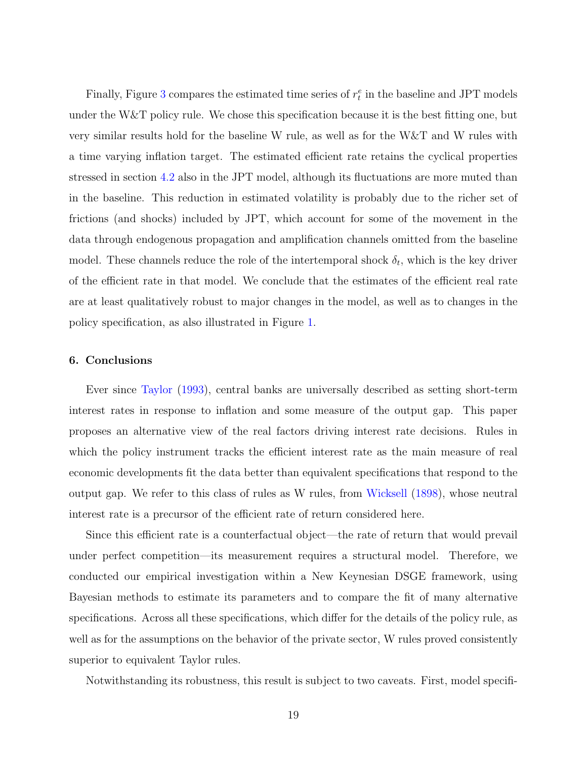Finally, Figure 3 compares the estimated time series of $r_t^e$ in the baseline and JPT models under the W&T policy rule. We chose this specification because it is the best fitting one, but very similar results hold for the baseline W rule, as well as for the W&T and W rules with a time varying inflation target. The estimated efficient rate retains the cyclical properties stressed in section 4.2 also in the JPT model, although its fluctuations are more muted than in the baseline. This reduction in estimated volatility is probably due to the richer set of frictions (and shocks) included by JPT, which account for some of the movement in the data through endogenous propagation and amplification channels omitted from the baseline model. These channels reduce the role of the intertemporal shock $\delta_t$, which is the key driver of the efficient rate in that model. We conclude that the estimates of the efficient real rate are at least qualitatively robust to major changes in the model, as well as to changes in the policy specification, as also illustrated in Figure 1.

## 6. Conclusions

Ever since Taylor (1993), central banks are universally described as setting short-term interest rates in response to inflation and some measure of the output gap. This paper proposes an alternative view of the real factors driving interest rate decisions. Rules in which the policy instrument tracks the efficient interest rate as the main measure of real economic developments fit the data better than equivalent specifications that respond to the output gap. We refer to this class of rules as W rules, from Wicksell (1898), whose neutral interest rate is a precursor of the efficient rate of return considered here.

Since this efficient rate is a counterfactual object—the rate of return that would prevail under perfect competition—its measurement requires a structural model. Therefore, we conducted our empirical investigation within a New Keynesian DSGE framework, using Bayesian methods to estimate its parameters and to compare the fit of many alternative specifications. Across all these specifications, which differ for the details of the policy rule, as well as for the assumptions on the behavior of the private sector, W rules proved consistently superior to equivalent Taylor rules.

Notwithstanding its robustness, this result is subject to two caveats. First, model specifi-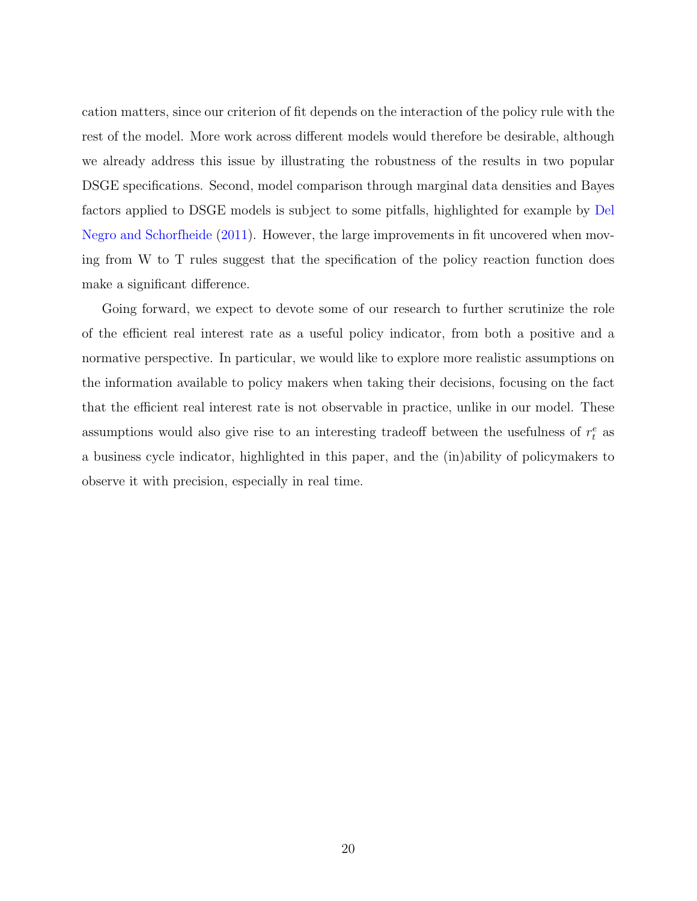cation matters, since our criterion of fit depends on the interaction of the policy rule with the rest of the model. More work across different models would therefore be desirable, although we already address this issue by illustrating the robustness of the results in two popular DSGE specifications. Second, model comparison through marginal data densities and Bayes factors applied to DSGE models is subject to some pitfalls, highlighted for example by Del Negro and Schorfheide (2011). However, the large improvements in fit uncovered when moving from W to T rules suggest that the specification of the policy reaction function does make a significant difference.

Going forward, we expect to devote some of our research to further scrutinize the role of the efficient real interest rate as a useful policy indicator, from both a positive and a normative perspective. In particular, we would like to explore more realistic assumptions on the information available to policy makers when taking their decisions, focusing on the fact that the efficient real interest rate is not observable in practice, unlike in our model. These assumptions would also give rise to an interesting tradeoff between the usefulness of $r_t^e$ as a business cycle indicator, highlighted in this paper, and the (in)ability of policymakers to observe it with precision, especially in real time.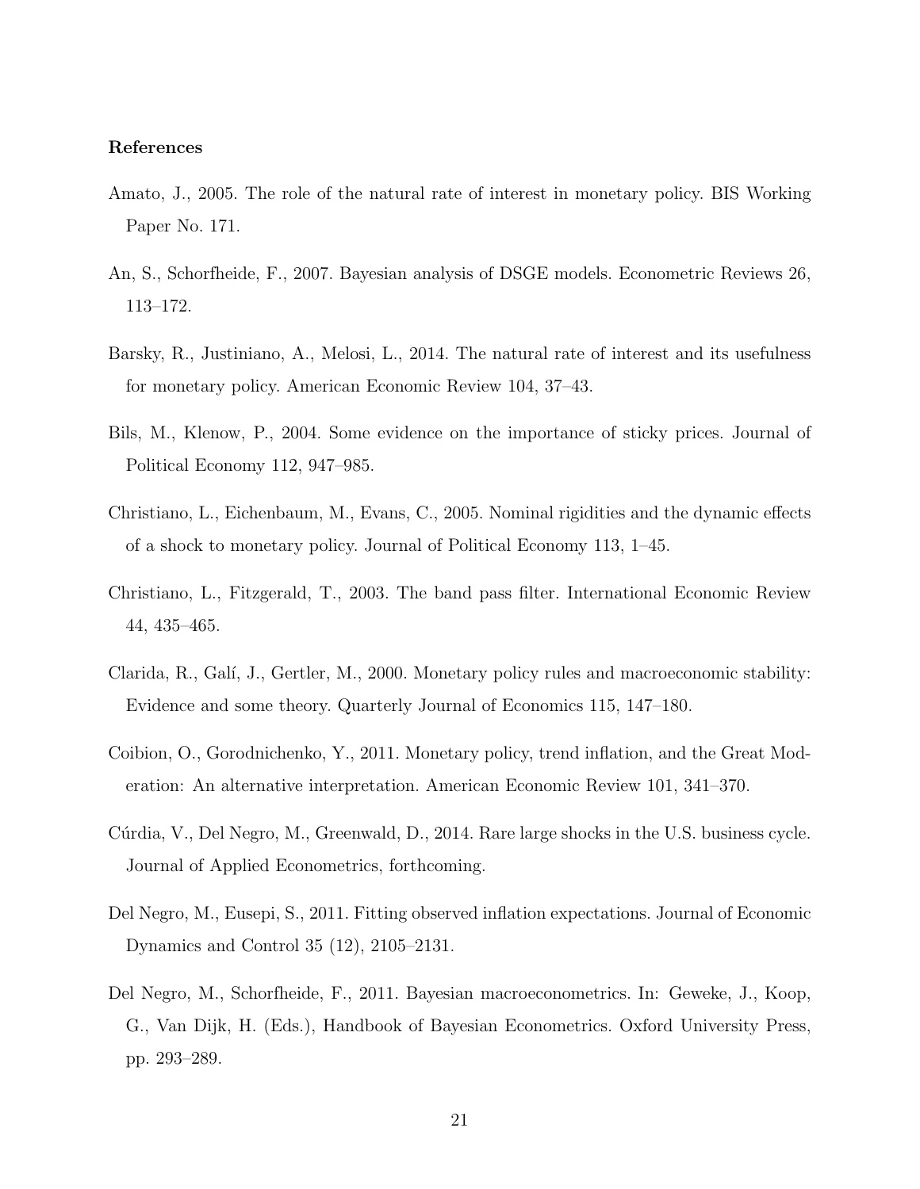### References

Amato, J., 2005. The role of the natural rate of interest in monetary policy. BIS Working Paper No. 171.

An, S., Schorfheide, F., 2007. Bayesian analysis of DSGE models. Econometric Reviews 26, 113–172.

Barsky, R., Justiniano, A., Melosi, L., 2014. The natural rate of interest and its usefulness for monetary policy. American Economic Review 104, 37–43.

Bils, M., Klenow, P., 2004. Some evidence on the importance of sticky prices. Journal of Political Economy 112, 947–985.

Christiano, L., Eichenbaum, M., Evans, C., 2005. Nominal rigidities and the dynamic effects of a shock to monetary policy. Journal of Political Economy 113, 1–45.

Christiano, L., Fitzgerald, T., 2003. The band pass filter. International Economic Review 44, 435–465.

Clarida, R., Galí, J., Gertler, M., 2000. Monetary policy rules and macroeconomic stability: Evidence and some theory. Quarterly Journal of Economics 115, 147–180.

Coibion, O., Gorodnichenko, Y., 2011. Monetary policy, trend inflation, and the Great Moderation: An alternative interpretation. American Economic Review 101, 341–370.

Cúrdia, V., Del Negro, M., Greenwald, D., 2014. Rare large shocks in the U.S. business cycle. Journal of Applied Econometrics, forthcoming.

Del Negro, M., Eusepi, S., 2011. Fitting observed inflation expectations. Journal of Economic Dynamics and Control 35 (12), 2105–2131.

Del Negro, M., Schorfheide, F., 2011. Bayesian macroeconometrics. In: Geweke, J., Koop, G., Van Dijk, H. (Eds.), Handbook of Bayesian Econometrics. Oxford University Press, pp. 293–289.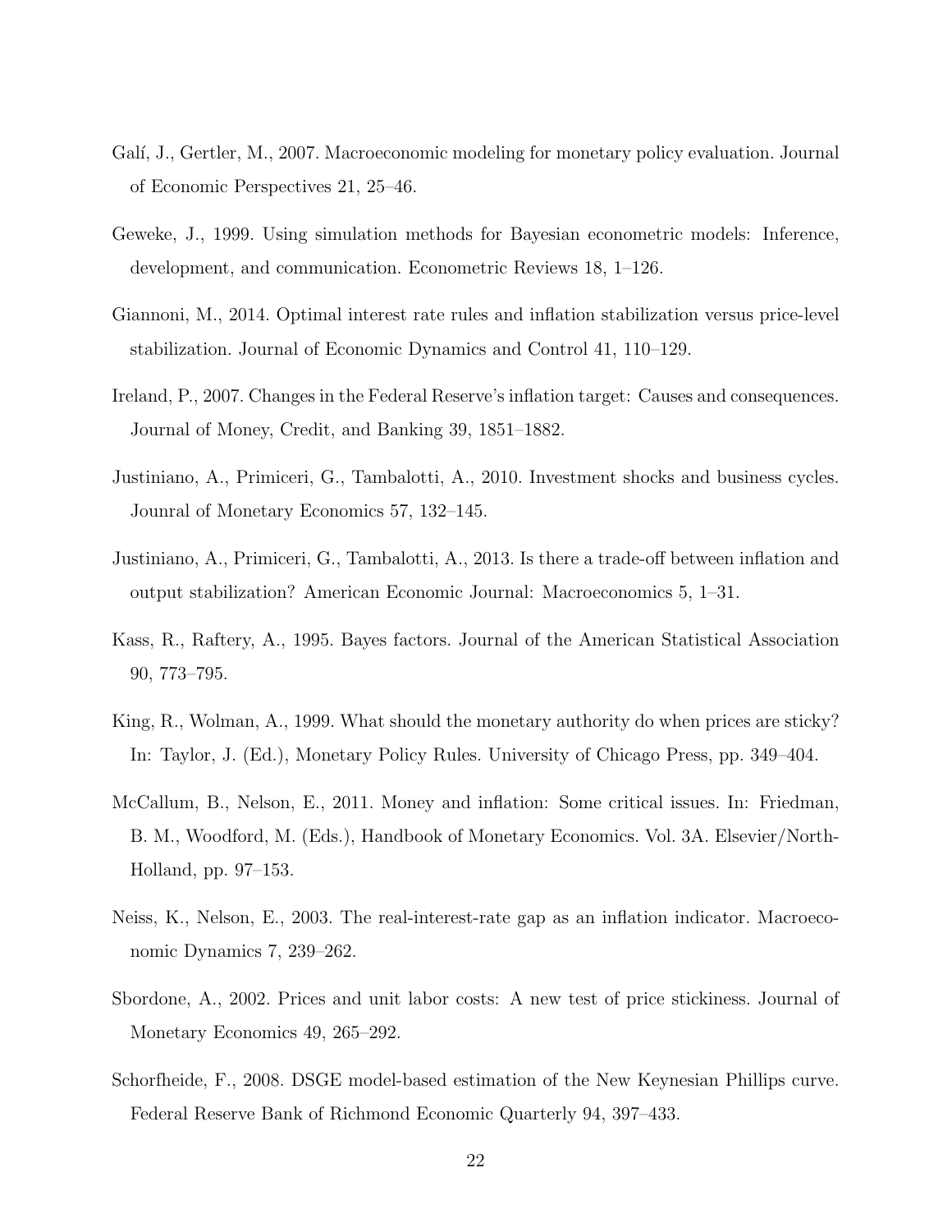Galí, J., Gertler, M., 2007. Macroeconomic modeling for monetary policy evaluation. Journal of Economic Perspectives 21, 25–46.

Geweke, J., 1999. Using simulation methods for Bayesian econometric models: Inference, development, and communication. Econometric Reviews 18, 1–126.

Giannoni, M., 2014. Optimal interest rate rules and inflation stabilization versus price-level stabilization. Journal of Economic Dynamics and Control 41, 110–129.

Ireland, P., 2007. Changes in the Federal Reserve's inflation target: Causes and consequences. Journal of Money, Credit, and Banking 39, 1851–1882.

Justiniano, A., Primiceri, G., Tambalotti, A., 2010. Investment shocks and business cycles. Jounral of Monetary Economics 57, 132–145.

Justiniano, A., Primiceri, G., Tambalotti, A., 2013. Is there a trade-off between inflation and output stabilization? American Economic Journal: Macroeconomics 5, 1–31.

Kass, R., Raftery, A., 1995. Bayes factors. Journal of the American Statistical Association 90, 773–795.

King, R., Wolman, A., 1999. What should the monetary authority do when prices are sticky? In: Taylor, J. (Ed.), Monetary Policy Rules. University of Chicago Press, pp. 349–404.

McCallum, B., Nelson, E., 2011. Money and inflation: Some critical issues. In: Friedman, B. M., Woodford, M. (Eds.), Handbook of Monetary Economics. Vol. 3A. Elsevier/North-Holland, pp. 97–153.

Neiss, K., Nelson, E., 2003. The real-interest-rate gap as an inflation indicator. Macroeconomic Dynamics 7, 239–262.

Sbordone, A., 2002. Prices and unit labor costs: A new test of price stickiness. Journal of Monetary Economics 49, 265–292.

Schorfheide, F., 2008. DSGE model-based estimation of the New Keynesian Phillips curve. Federal Reserve Bank of Richmond Economic Quarterly 94, 397–433.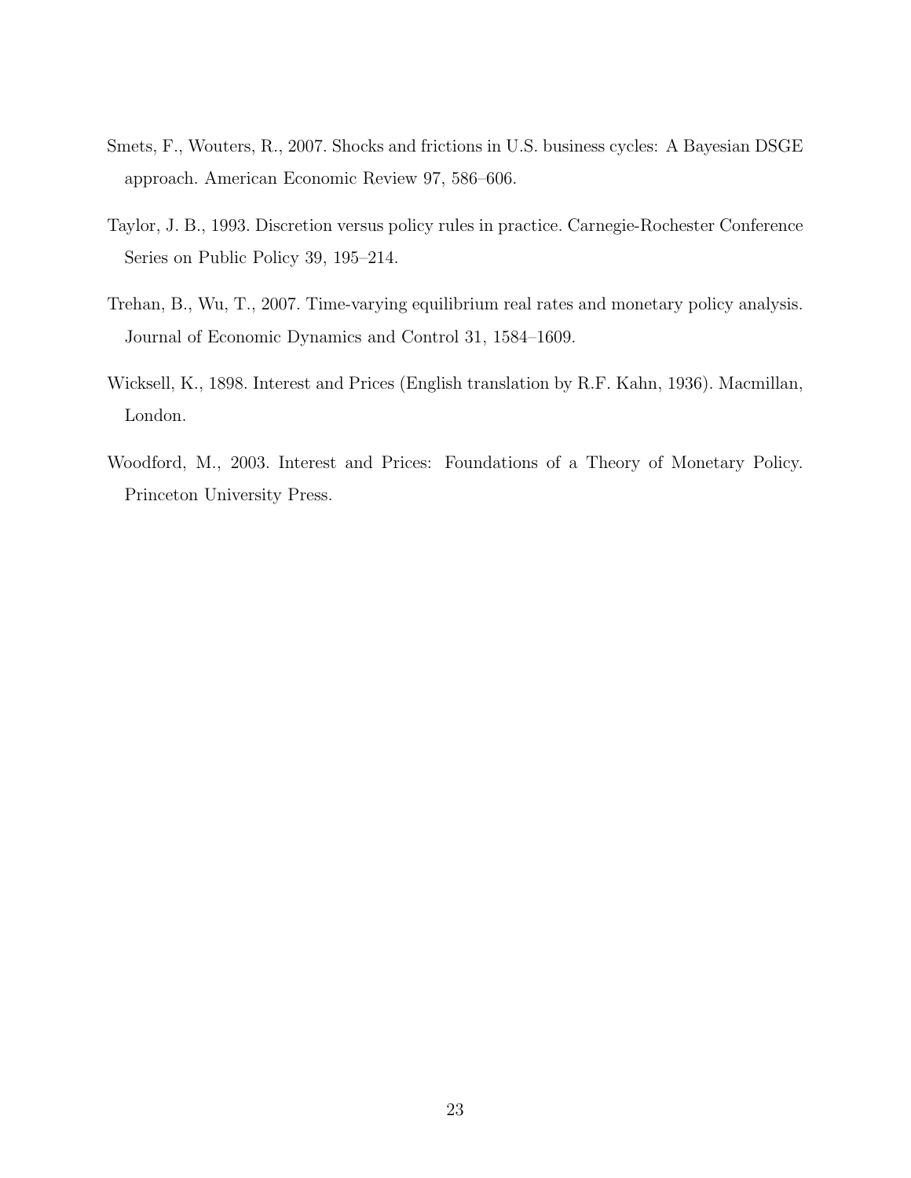Smets, F., Wouters, R., 2007. Shocks and frictions in U.S. business cycles: A Bayesian DSGE approach. American Economic Review 97, 586–606.

Taylor, J. B., 1993. Discretion versus policy rules in practice. Carnegie-Rochester Conference Series on Public Policy 39, 195–214.

Trehan, B., Wu, T., 2007. Time-varying equilibrium real rates and monetary policy analysis. Journal of Economic Dynamics and Control 31, 1584–1609.

Wicksell, K., 1898. Interest and Prices (English translation by R.F. Kahn, 1936). Macmillan, London.

Woodford, M., 2003. Interest and Prices: Foundations of a Theory of Monetary Policy. Princeton University Press.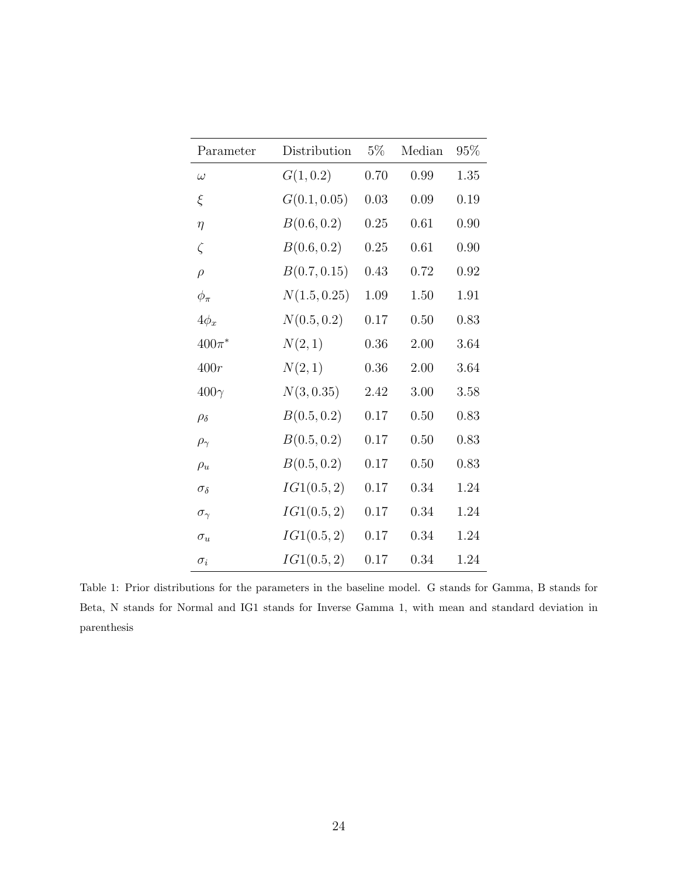| Parameter | Distribution | 5% | Median | 95% |
|---|---|---|---|---|
| $\omega$ | $G(1, 0.2)$ | 0.70 | 0.99 | 1.35 |
| $\xi$ | $G(0.1, 0.05)$ | 0.03 | 0.09 | 0.19 |
| $\eta$ | $B(0.6, 0.2)$ | 0.25 | 0.61 | 0.90 |
| $\zeta$ | $B(0.6, 0.2)$ | 0.25 | 0.61 | 0.90 |
| $\rho$ | $B(0.7, 0.15)$ | 0.43 | 0.72 | 0.92 |
| $\phi_\pi$ | $N(1.5, 0.25)$ | 1.09 | 1.50 | 1.91 |
| $4\phi_x$ | $N(0.5, 0.2)$ | 0.17 | 0.50 | 0.83 |
| $400\pi^*$ | $N(2, 1)$ | 0.36 | 2.00 | 3.64 |
| $400r$ | $N(2, 1)$ | 0.36 | 2.00 | 3.64 |
| $400\gamma$ | $N(3, 0.35)$ | 2.42 | 3.00 | 3.58 |
| $\rho_\delta$ | $B(0.5, 0.2)$ | 0.17 | 0.50 | 0.83 |
| $\rho_\gamma$ | $B(0.5, 0.2)$ | 0.17 | 0.50 | 0.83 |
| $\rho_u$ | $B(0.5, 0.2)$ | 0.17 | 0.50 | 0.83 |
| $\sigma_\delta$ | $IG1(0.5, 2)$ | 0.17 | 0.34 | 1.24 |
| $\sigma_\gamma$ | $IG1(0.5, 2)$ | 0.17 | 0.34 | 1.24 |
| $\sigma_u$ | $IG1(0.5, 2)$ | 0.17 | 0.34 | 1.24 |
| $\sigma_i$ | $IG1(0.5, 2)$ | 0.17 | 0.34 | 1.24 |

Table 1: Prior distributions for the parameters in the baseline model. G stands for Gamma, B stands for Beta, N stands for Normal and IG1 stands for Inverse Gamma 1, with mean and standard deviation in parenthesis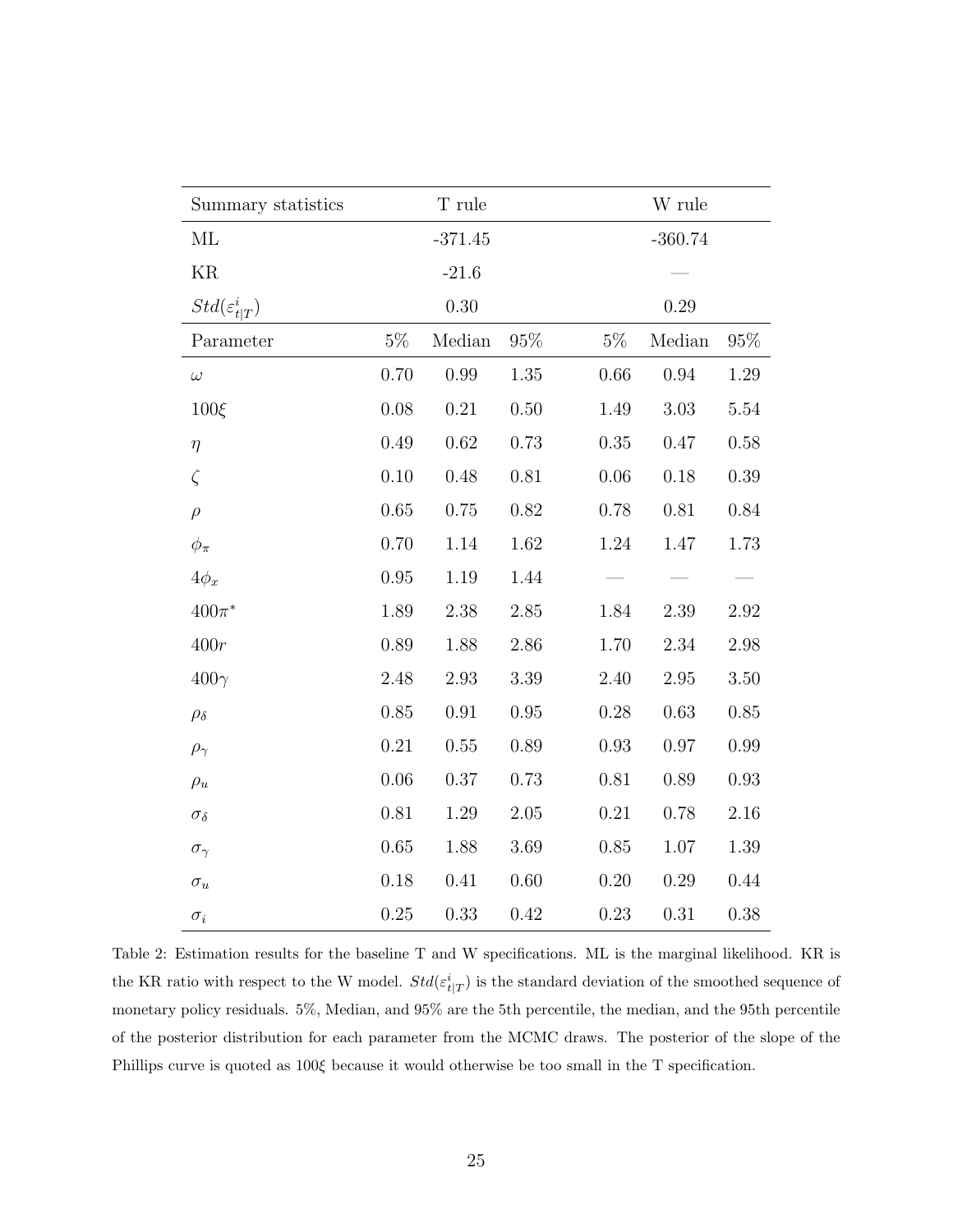| Summary statistics | | T rule | | | W rule | |
|---|---|---|---|---|---|---|
| ML | | -371.45 | | | -360.74 | |
| KR | | -21.6 | | | — | |
| $Std(\varepsilon^i_{t\|T})$ | | 0.30 | | | 0.29 | |
| Parameter | 5% | Median | 95% | 5% | Median | 95% |
| $\omega$ | 0.70 | 0.99 | 1.35 | 0.66 | 0.94 | 1.29 |
| $100\xi$ | 0.08 | 0.21 | 0.50 | 1.49 | 3.03 | 5.54 |
| $\eta$ | 0.49 | 0.62 | 0.73 | 0.35 | 0.47 | 0.58 |
| $\zeta$ | 0.10 | 0.48 | 0.81 | 0.06 | 0.18 | 0.39 |
| $\rho$ | 0.65 | 0.75 | 0.82 | 0.78 | 0.81 | 0.84 |
| $\phi_\pi$ | 0.70 | 1.14 | 1.62 | 1.24 | 1.47 | 1.73 |
| $4\phi_x$ | 0.95 | 1.19 | 1.44 | — | — | — |
| $400\pi^*$ | 1.89 | 2.38 | 2.85 | 1.84 | 2.39 | 2.92 |
| $400r$ | 0.89 | 1.88 | 2.86 | 1.70 | 2.34 | 2.98 |
| $400\gamma$ | 2.48 | 2.93 | 3.39 | 2.40 | 2.95 | 3.50 |
| $\rho_\delta$ | 0.85 | 0.91 | 0.95 | 0.28 | 0.63 | 0.85 |
| $\rho_\gamma$ | 0.21 | 0.55 | 0.89 | 0.93 | 0.97 | 0.99 |
| $\rho_u$ | 0.06 | 0.37 | 0.73 | 0.81 | 0.89 | 0.93 |
| $\sigma_\delta$ | 0.81 | 1.29 | 2.05 | 0.21 | 0.78 | 2.16 |
| $\sigma_\gamma$ | 0.65 | 1.88 | 3.69 | 0.85 | 1.07 | 1.39 |
| $\sigma_u$ | 0.18 | 0.41 | 0.60 | 0.20 | 0.29 | 0.44 |
| $\sigma_i$ | 0.25 | 0.33 | 0.42 | 0.23 | 0.31 | 0.38 |

Table 2: Estimation results for the baseline T and W specifications. ML is the marginal likelihood. KR is the KR ratio with respect to the W model. $Std(\varepsilon^i_{t|T})$ is the standard deviation of the smoothed sequence of monetary policy residuals. 5%, Median, and 95% are the 5th percentile, the median, and the 95th percentile of the posterior distribution for each parameter from the MCMC draws. The posterior of the slope of the Phillips curve is quoted as $100\xi$ because it would otherwise be too small in the T specification.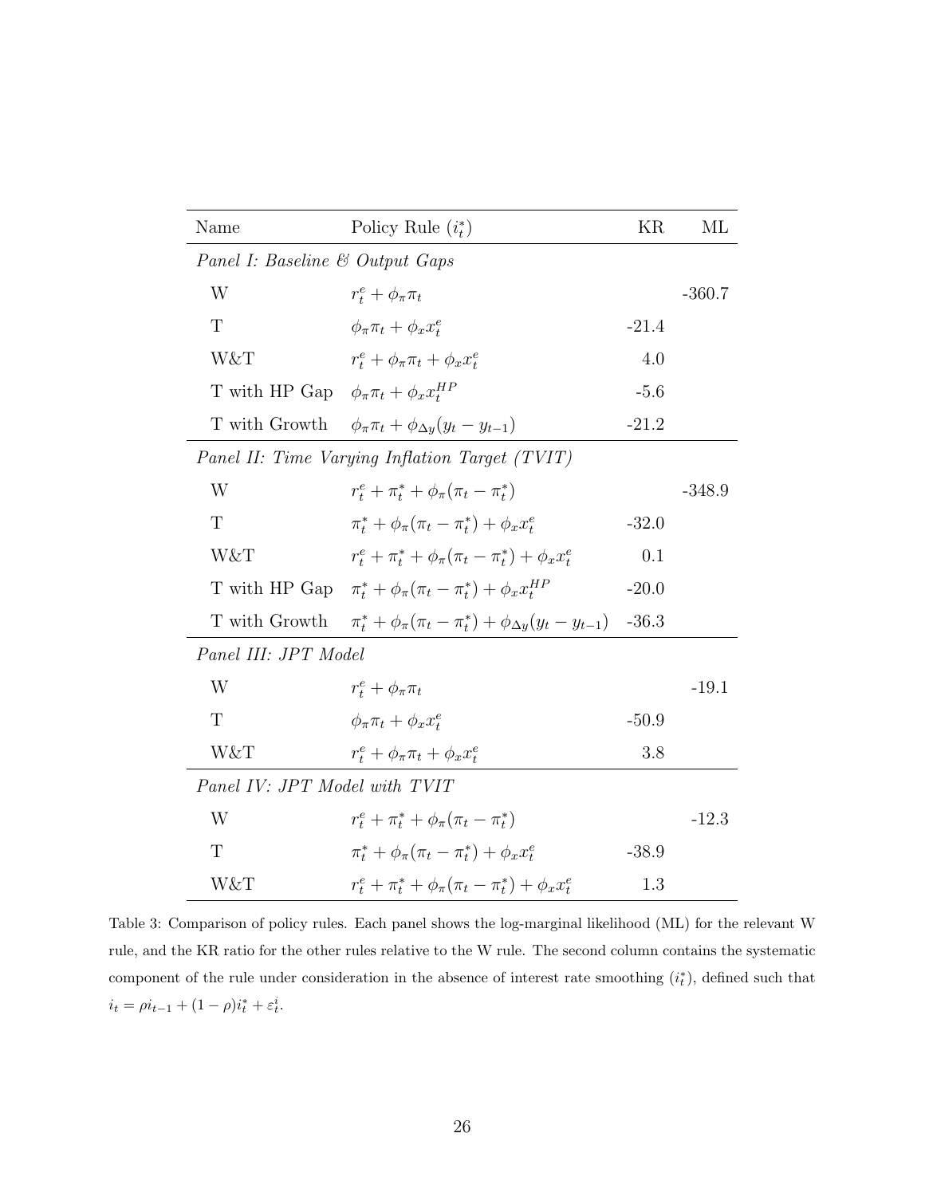| Name | Policy Rule ($i_t^*$) | KR | ML |
|---|---|---|---|
| *Panel I: Baseline & Output Gaps* | | | |
| W | $r_t^e + \phi_\pi \pi_t$ | | -360.7 |
| T | $\phi_\pi \pi_t + \phi_x x_t^e$ | -21.4 | |
| W&T | $r_t^e + \phi_\pi \pi_t + \phi_x x_t^e$ | 4.0 | |
| T with HP Gap | $\phi_\pi \pi_t + \phi_x x_t^{HP}$ | -5.6 | |
| T with Growth | $\phi_\pi \pi_t + \phi_{\Delta y}(y_t - y_{t-1})$ | -21.2 | |
| *Panel II: Time Varying Inflation Target (TVIT)* | | | |
| W | $r_t^e + \pi_t^* + \phi_\pi(\pi_t - \pi_t^*)$ | | -348.9 |
| T | $\pi_t^* + \phi_\pi(\pi_t - \pi_t^*) + \phi_x x_t^e$ | -32.0 | |
| W&T | $r_t^e + \pi_t^* + \phi_\pi(\pi_t - \pi_t^*) + \phi_x x_t^e$ | 0.1 | |
| T with HP Gap | $\pi_t^* + \phi_\pi(\pi_t - \pi_t^*) + \phi_x x_t^{HP}$ | -20.0 | |
| T with Growth | $\pi_t^* + \phi_\pi(\pi_t - \pi_t^*) + \phi_{\Delta y}(y_t - y_{t-1})$ | -36.3 | |
| *Panel III: JPT Model* | | | |
| W | $r_t^e + \phi_\pi \pi_t$ | | -19.1 |
| T | $\phi_\pi \pi_t + \phi_x x_t^e$ | -50.9 | |
| W&T | $r_t^e + \phi_\pi \pi_t + \phi_x x_t^e$ | 3.8 | |
| *Panel IV: JPT Model with TVIT* | | | |
| W | $r_t^e + \pi_t^* + \phi_\pi(\pi_t - \pi_t^*)$ | | -12.3 |
| T | $\pi_t^* + \phi_\pi(\pi_t - \pi_t^*) + \phi_x x_t^e$ | -38.9 | |
| W&T | $r_t^e + \pi_t^* + \phi_\pi(\pi_t - \pi_t^*) + \phi_x x_t^e$ | 1.3 | |

Table 3: Comparison of policy rules. Each panel shows the log-marginal likelihood (ML) for the relevant W rule, and the KR ratio for the other rules relative to the W rule. The second column contains the systematic component of the rule under consideration in the absence of interest rate smoothing ($i_t^*$), defined such that $i_t = \rho i_{t-1} + (1-\rho) i_t^* + \varepsilon_t^i$.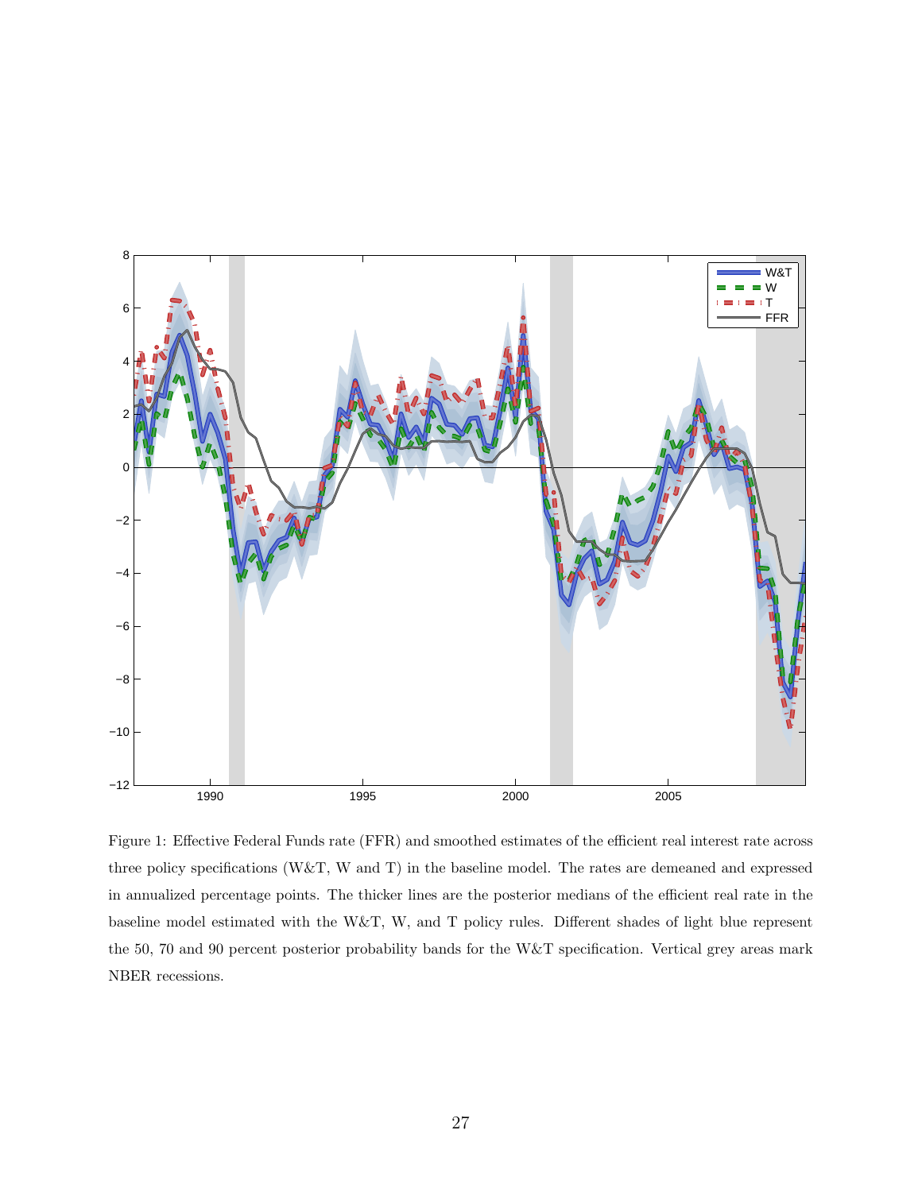Figure 1: Effective Federal Funds rate (FFR) and smoothed estimates of the efficient real interest rate across three policy specifications (W&T, W and T) in the baseline model. The rates are demeaned and expressed in annualized percentage points. The thicker lines are the posterior medians of the efficient real rate in the baseline model estimated with the W&T, W, and T policy rules. Different shades of light blue represent the 50, 70 and 90 percent posterior probability bands for the W&T specification. Vertical grey areas mark NBER recessions.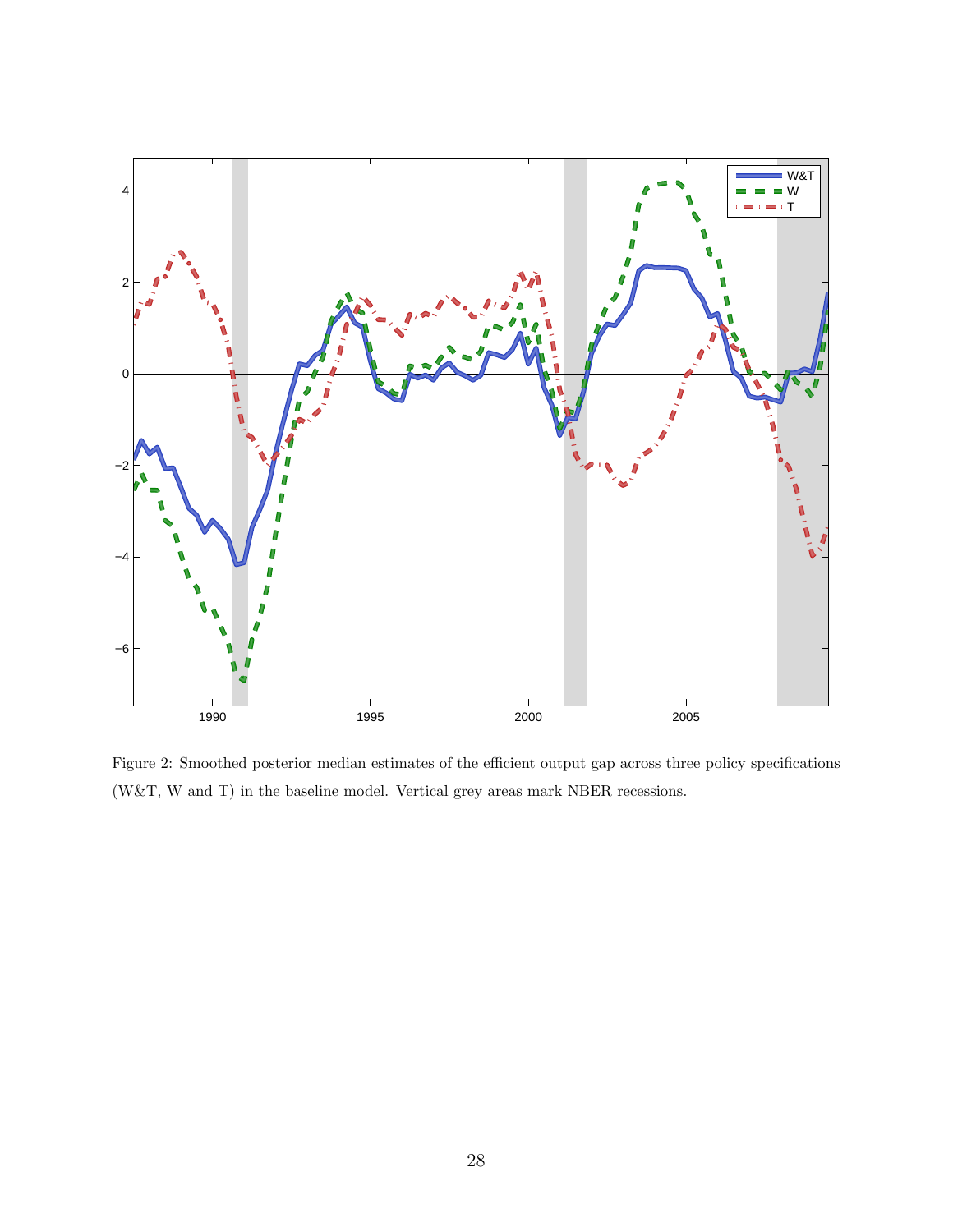Figure 2: Smoothed posterior median estimates of the efficient output gap across three policy specifications (W&T, W and T) in the baseline model. Vertical grey areas mark NBER recessions.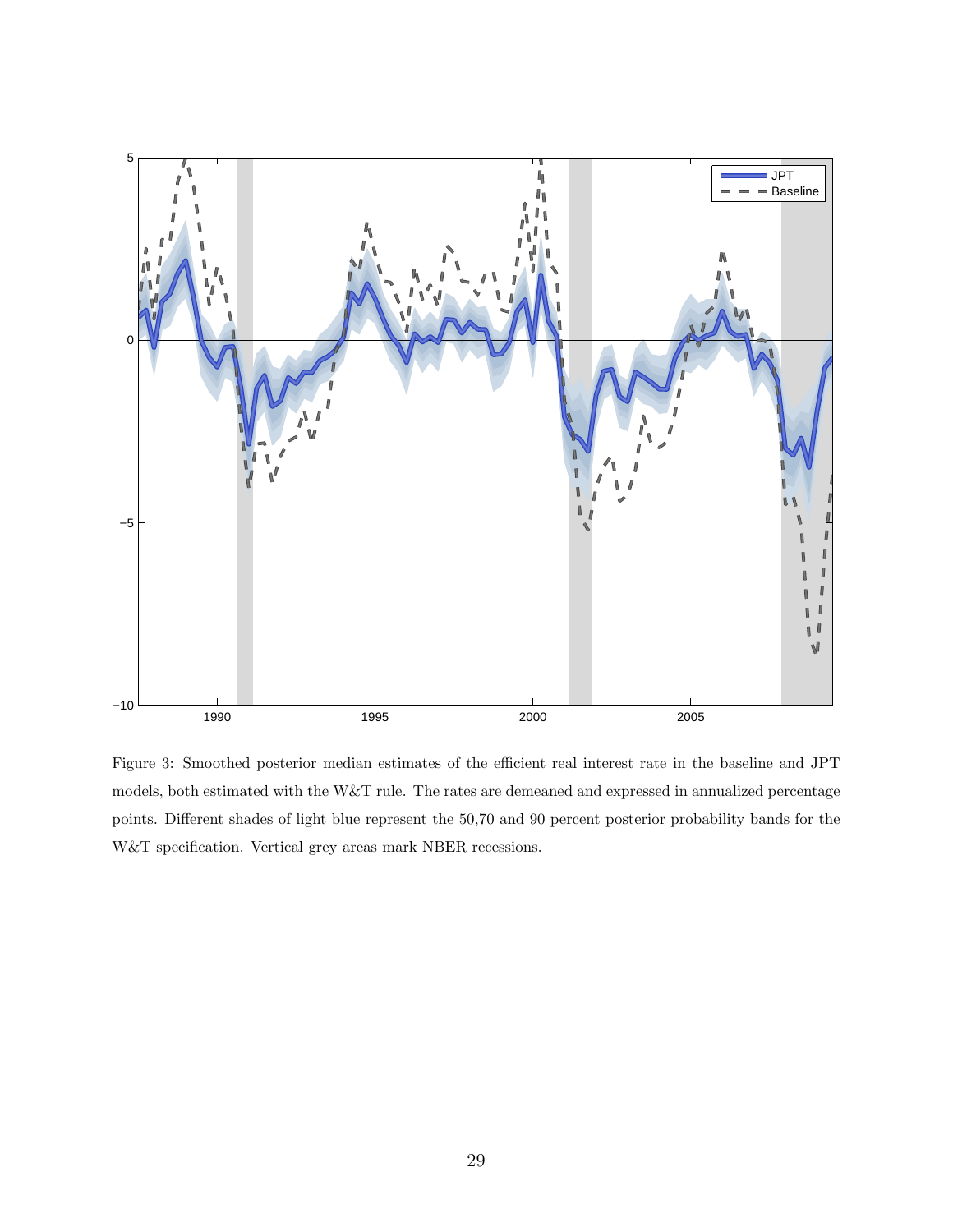5

0

−5

−10

1990

1995

2000

2005

JPT

Baseline

Figure 3: Smoothed posterior median estimates of the efficient real interest rate in the baseline and JPT models, both estimated with the W&T rule. The rates are demeaned and expressed in annualized percentage points. Different shades of light blue represent the 50,70 and 90 percent posterior probability bands for the W&T specification. Vertical grey areas mark NBER recessions.